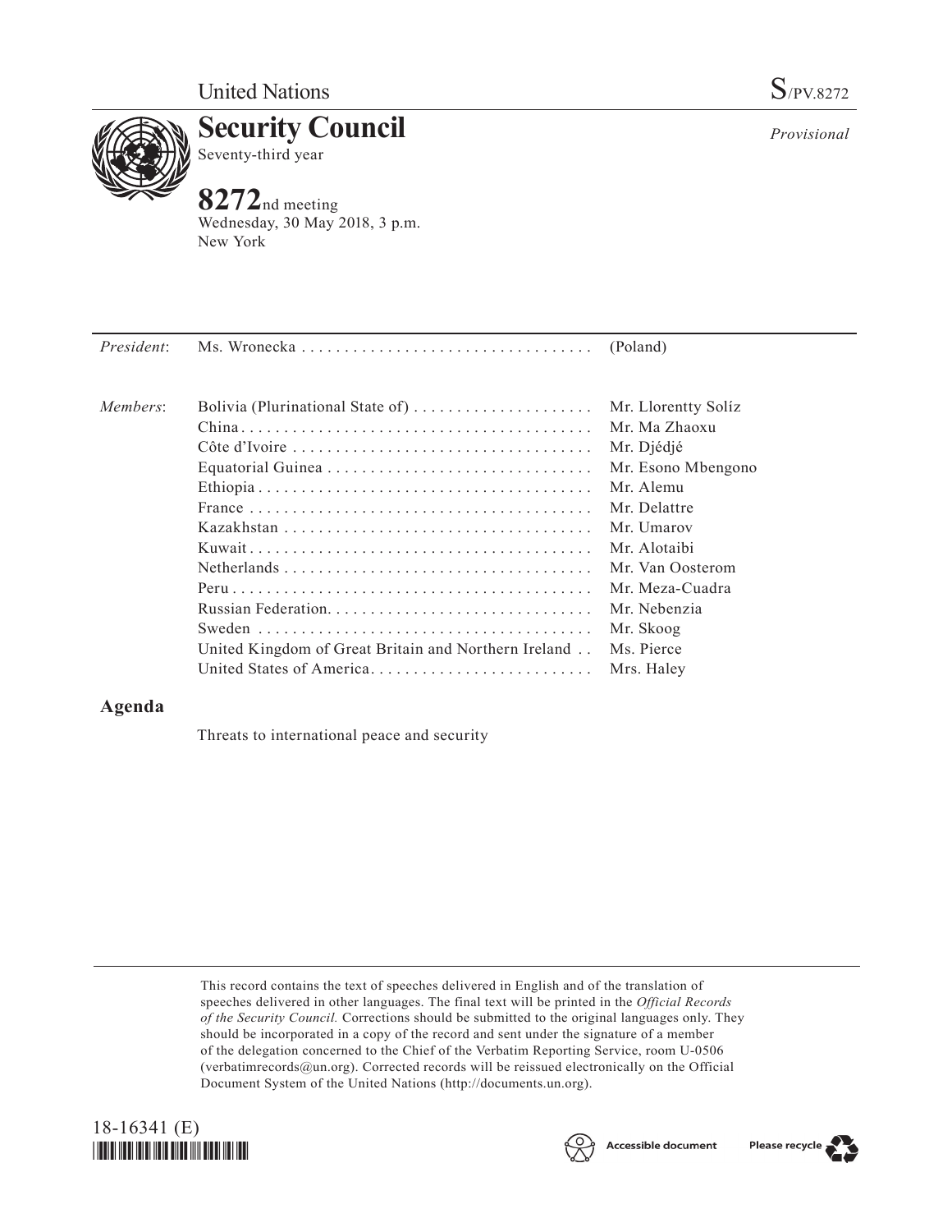United Nations S/PV.8272

# Security Council

Seventy-third year

*Provisional*

**8272**nd meeting
Wednesday, 30 May 2018, 3 p.m.
New York

| | | |
|---|---|---|
| *President*: | Ms. Wronecka | (Poland) |
| *Members*: | Bolivia (Plurinational State of) | Mr. Llorentty Solíz |
| | China | Mr. Ma Zhaoxu |
| | Côte d'Ivoire | Mr. Djédjé |
| | Equatorial Guinea | Mr. Esono Mbengono |
| | Ethiopia | Mr. Alemu |
| | France | Mr. Delattre |
| | Kazakhstan | Mr. Umarov |
| | Kuwait | Mr. Alotaibi |
| | Netherlands | Mr. Van Oosterom |
| | Peru | Mr. Meza-Cuadra |
| | Russian Federation | Mr. Nebenzia |
| | Sweden | Mr. Skoog |
| | United Kingdom of Great Britain and Northern Ireland | Ms. Pierce |
| | United States of America | Mrs. Haley |

## Agenda

Threats to international peace and security

This record contains the text of speeches delivered in English and of the translation of speeches delivered in other languages. The final text will be printed in the *Official Records of the Security Council.* Corrections should be submitted to the original languages only. They should be incorporated in a copy of the record and sent under the signature of a member of the delegation concerned to the Chief of the Verbatim Reporting Service, room U-0506 (verbatimrecords@un.org). Corrected records will be reissued electronically on the Official Document System of the United Nations (http://documents.un.org).

18-16341 (E)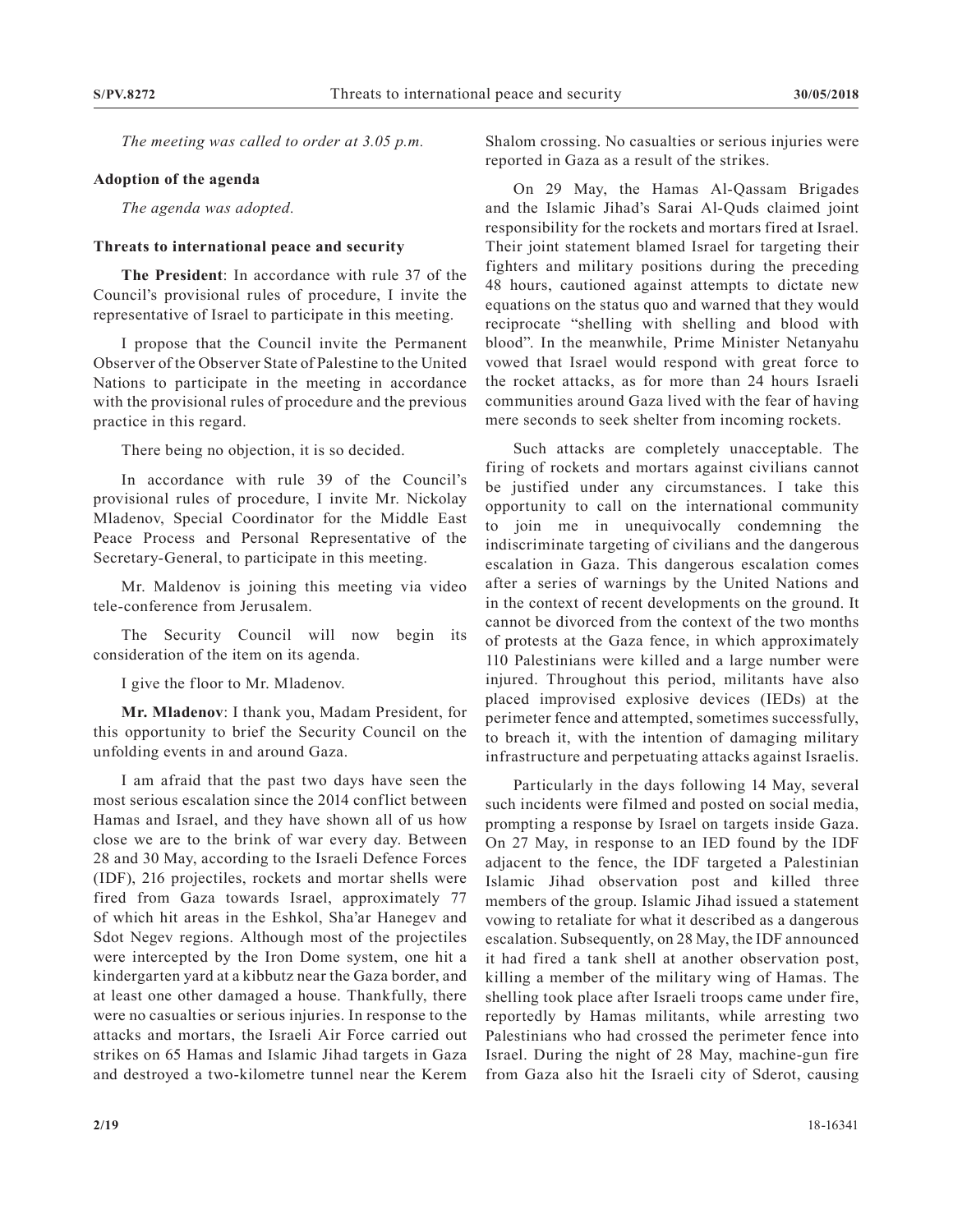*The meeting was called to order at 3.05 p.m.*

**Adoption of the agenda**

*The agenda was adopted.*

**Threats to international peace and security**

**The President**: In accordance with rule 37 of the Council's provisional rules of procedure, I invite the representative of Israel to participate in this meeting.

I propose that the Council invite the Permanent Observer of the Observer State of Palestine to the United Nations to participate in the meeting in accordance with the provisional rules of procedure and the previous practice in this regard.

There being no objection, it is so decided.

In accordance with rule 39 of the Council's provisional rules of procedure, I invite Mr. Nickolay Mladenov, Special Coordinator for the Middle East Peace Process and Personal Representative of the Secretary-General, to participate in this meeting.

Mr. Maldenov is joining this meeting via video tele-conference from Jerusalem.

The Security Council will now begin its consideration of the item on its agenda.

I give the floor to Mr. Mladenov.

**Mr. Mladenov**: I thank you, Madam President, for this opportunity to brief the Security Council on the unfolding events in and around Gaza.

I am afraid that the past two days have seen the most serious escalation since the 2014 conflict between Hamas and Israel, and they have shown all of us how close we are to the brink of war every day. Between 28 and 30 May, according to the Israeli Defence Forces (IDF), 216 projectiles, rockets and mortar shells were fired from Gaza towards Israel, approximately 77 of which hit areas in the Eshkol, Sha'ar Hanegev and Sdot Negev regions. Although most of the projectiles were intercepted by the Iron Dome system, one hit a kindergarten yard at a kibbutz near the Gaza border, and at least one other damaged a house. Thankfully, there were no casualties or serious injuries. In response to the attacks and mortars, the Israeli Air Force carried out strikes on 65 Hamas and Islamic Jihad targets in Gaza and destroyed a two-kilometre tunnel near the Kerem Shalom crossing. No casualties or serious injuries were reported in Gaza as a result of the strikes.

On 29 May, the Hamas Al-Qassam Brigades and the Islamic Jihad's Sarai Al-Quds claimed joint responsibility for the rockets and mortars fired at Israel. Their joint statement blamed Israel for targeting their fighters and military positions during the preceding 48 hours, cautioned against attempts to dictate new equations on the status quo and warned that they would reciprocate "shelling with shelling and blood with blood". In the meanwhile, Prime Minister Netanyahu vowed that Israel would respond with great force to the rocket attacks, as for more than 24 hours Israeli communities around Gaza lived with the fear of having mere seconds to seek shelter from incoming rockets.

Such attacks are completely unacceptable. The firing of rockets and mortars against civilians cannot be justified under any circumstances. I take this opportunity to call on the international community to join me in unequivocally condemning the indiscriminate targeting of civilians and the dangerous escalation in Gaza. This dangerous escalation comes after a series of warnings by the United Nations and in the context of recent developments on the ground. It cannot be divorced from the context of the two months of protests at the Gaza fence, in which approximately 110 Palestinians were killed and a large number were injured. Throughout this period, militants have also placed improvised explosive devices (IEDs) at the perimeter fence and attempted, sometimes successfully, to breach it, with the intention of damaging military infrastructure and perpetuating attacks against Israelis.

Particularly in the days following 14 May, several such incidents were filmed and posted on social media, prompting a response by Israel on targets inside Gaza. On 27 May, in response to an IED found by the IDF adjacent to the fence, the IDF targeted a Palestinian Islamic Jihad observation post and killed three members of the group. Islamic Jihad issued a statement vowing to retaliate for what it described as a dangerous escalation. Subsequently, on 28 May, the IDF announced it had fired a tank shell at another observation post, killing a member of the military wing of Hamas. The shelling took place after Israeli troops came under fire, reportedly by Hamas militants, while arresting two Palestinians who had crossed the perimeter fence into Israel. During the night of 28 May, machine-gun fire from Gaza also hit the Israeli city of Sderot, causing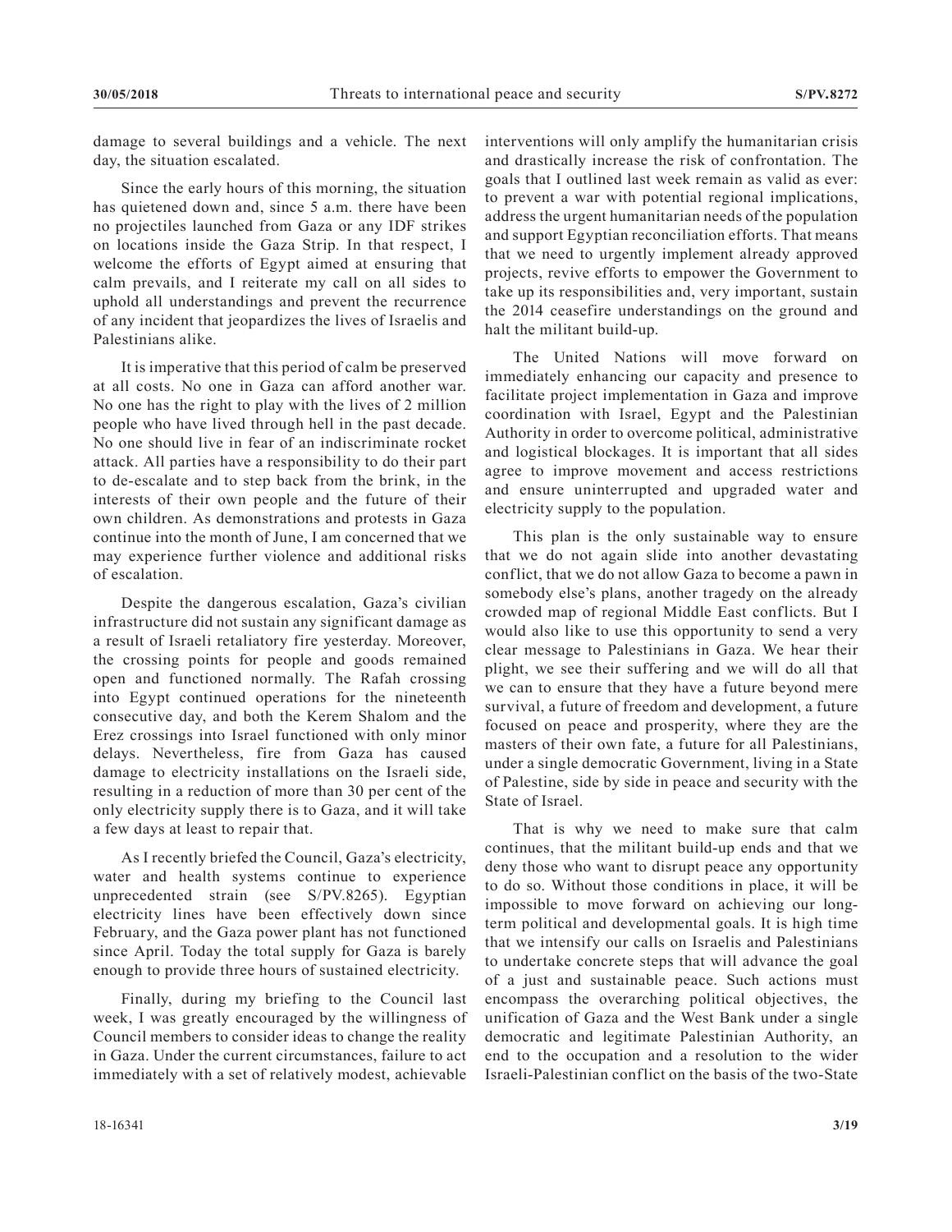damage to several buildings and a vehicle. The next day, the situation escalated.

Since the early hours of this morning, the situation has quietened down and, since 5 a.m. there have been no projectiles launched from Gaza or any IDF strikes on locations inside the Gaza Strip. In that respect, I welcome the efforts of Egypt aimed at ensuring that calm prevails, and I reiterate my call on all sides to uphold all understandings and prevent the recurrence of any incident that jeopardizes the lives of Israelis and Palestinians alike.

It is imperative that this period of calm be preserved at all costs. No one in Gaza can afford another war. No one has the right to play with the lives of 2 million people who have lived through hell in the past decade. No one should live in fear of an indiscriminate rocket attack. All parties have a responsibility to do their part to de-escalate and to step back from the brink, in the interests of their own people and the future of their own children. As demonstrations and protests in Gaza continue into the month of June, I am concerned that we may experience further violence and additional risks of escalation.

Despite the dangerous escalation, Gaza's civilian infrastructure did not sustain any significant damage as a result of Israeli retaliatory fire yesterday. Moreover, the crossing points for people and goods remained open and functioned normally. The Rafah crossing into Egypt continued operations for the nineteenth consecutive day, and both the Kerem Shalom and the Erez crossings into Israel functioned with only minor delays. Nevertheless, fire from Gaza has caused damage to electricity installations on the Israeli side, resulting in a reduction of more than 30 per cent of the only electricity supply there is to Gaza, and it will take a few days at least to repair that.

As I recently briefed the Council, Gaza's electricity, water and health systems continue to experience unprecedented strain (see S/PV.8265). Egyptian electricity lines have been effectively down since February, and the Gaza power plant has not functioned since April. Today the total supply for Gaza is barely enough to provide three hours of sustained electricity.

Finally, during my briefing to the Council last week, I was greatly encouraged by the willingness of Council members to consider ideas to change the reality in Gaza. Under the current circumstances, failure to act immediately with a set of relatively modest, achievable interventions will only amplify the humanitarian crisis and drastically increase the risk of confrontation. The goals that I outlined last week remain as valid as ever: to prevent a war with potential regional implications, address the urgent humanitarian needs of the population and support Egyptian reconciliation efforts. That means that we need to urgently implement already approved projects, revive efforts to empower the Government to take up its responsibilities and, very important, sustain the 2014 ceasefire understandings on the ground and halt the militant build-up.

The United Nations will move forward on immediately enhancing our capacity and presence to facilitate project implementation in Gaza and improve coordination with Israel, Egypt and the Palestinian Authority in order to overcome political, administrative and logistical blockages. It is important that all sides agree to improve movement and access restrictions and ensure uninterrupted and upgraded water and electricity supply to the population.

This plan is the only sustainable way to ensure that we do not again slide into another devastating conflict, that we do not allow Gaza to become a pawn in somebody else's plans, another tragedy on the already crowded map of regional Middle East conflicts. But I would also like to use this opportunity to send a very clear message to Palestinians in Gaza. We hear their plight, we see their suffering and we will do all that we can to ensure that they have a future beyond mere survival, a future of freedom and development, a future focused on peace and prosperity, where they are the masters of their own fate, a future for all Palestinians, under a single democratic Government, living in a State of Palestine, side by side in peace and security with the State of Israel.

That is why we need to make sure that calm continues, that the militant build-up ends and that we deny those who want to disrupt peace any opportunity to do so. Without those conditions in place, it will be impossible to move forward on achieving our long-term political and developmental goals. It is high time that we intensify our calls on Israelis and Palestinians to undertake concrete steps that will advance the goal of a just and sustainable peace. Such actions must encompass the overarching political objectives, the unification of Gaza and the West Bank under a single democratic and legitimate Palestinian Authority, an end to the occupation and a resolution to the wider Israeli-Palestinian conflict on the basis of the two-State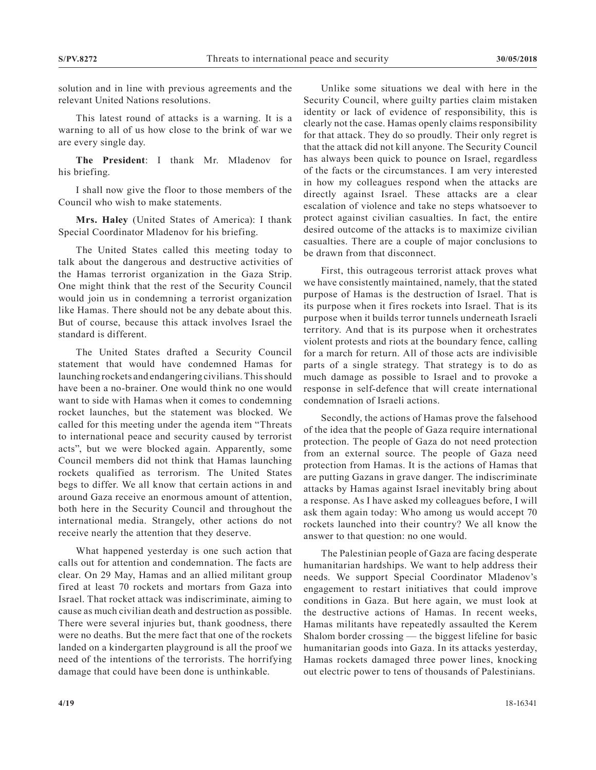solution and in line with previous agreements and the relevant United Nations resolutions.

This latest round of attacks is a warning. It is a warning to all of us how close to the brink of war we are every single day.

**The President**: I thank Mr. Mladenov for his briefing.

I shall now give the floor to those members of the Council who wish to make statements.

**Mrs. Haley** (United States of America): I thank Special Coordinator Mladenov for his briefing.

The United States called this meeting today to talk about the dangerous and destructive activities of the Hamas terrorist organization in the Gaza Strip. One might think that the rest of the Security Council would join us in condemning a terrorist organization like Hamas. There should not be any debate about this. But of course, because this attack involves Israel the standard is different.

The United States drafted a Security Council statement that would have condemned Hamas for launching rockets and endangering civilians. This should have been a no-brainer. One would think no one would want to side with Hamas when it comes to condemning rocket launches, but the statement was blocked. We called for this meeting under the agenda item "Threats to international peace and security caused by terrorist acts", but we were blocked again. Apparently, some Council members did not think that Hamas launching rockets qualified as terrorism. The United States begs to differ. We all know that certain actions in and around Gaza receive an enormous amount of attention, both here in the Security Council and throughout the international media. Strangely, other actions do not receive nearly the attention that they deserve.

What happened yesterday is one such action that calls out for attention and condemnation. The facts are clear. On 29 May, Hamas and an allied militant group fired at least 70 rockets and mortars from Gaza into Israel. That rocket attack was indiscriminate, aiming to cause as much civilian death and destruction as possible. There were several injuries but, thank goodness, there were no deaths. But the mere fact that one of the rockets landed on a kindergarten playground is all the proof we need of the intentions of the terrorists. The horrifying damage that could have been done is unthinkable.

Unlike some situations we deal with here in the Security Council, where guilty parties claim mistaken identity or lack of evidence of responsibility, this is clearly not the case. Hamas openly claims responsibility for that attack. They do so proudly. Their only regret is that the attack did not kill anyone. The Security Council has always been quick to pounce on Israel, regardless of the facts or the circumstances. I am very interested in how my colleagues respond when the attacks are directly against Israel. These attacks are a clear escalation of violence and take no steps whatsoever to protect against civilian casualties. In fact, the entire desired outcome of the attacks is to maximize civilian casualties. There are a couple of major conclusions to be drawn from that disconnect.

First, this outrageous terrorist attack proves what we have consistently maintained, namely, that the stated purpose of Hamas is the destruction of Israel. That is its purpose when it fires rockets into Israel. That is its purpose when it builds terror tunnels underneath Israeli territory. And that is its purpose when it orchestrates violent protests and riots at the boundary fence, calling for a march for return. All of those acts are indivisible parts of a single strategy. That strategy is to do as much damage as possible to Israel and to provoke a response in self-defence that will create international condemnation of Israeli actions.

Secondly, the actions of Hamas prove the falsehood of the idea that the people of Gaza require international protection. The people of Gaza do not need protection from an external source. The people of Gaza need protection from Hamas. It is the actions of Hamas that are putting Gazans in grave danger. The indiscriminate attacks by Hamas against Israel inevitably bring about a response. As I have asked my colleagues before, I will ask them again today: Who among us would accept 70 rockets launched into their country? We all know the answer to that question: no one would.

The Palestinian people of Gaza are facing desperate humanitarian hardships. We want to help address their needs. We support Special Coordinator Mladenov's engagement to restart initiatives that could improve conditions in Gaza. But here again, we must look at the destructive actions of Hamas. In recent weeks, Hamas militants have repeatedly assaulted the Kerem Shalom border crossing — the biggest lifeline for basic humanitarian goods into Gaza. In its attacks yesterday, Hamas rockets damaged three power lines, knocking out electric power to tens of thousands of Palestinians.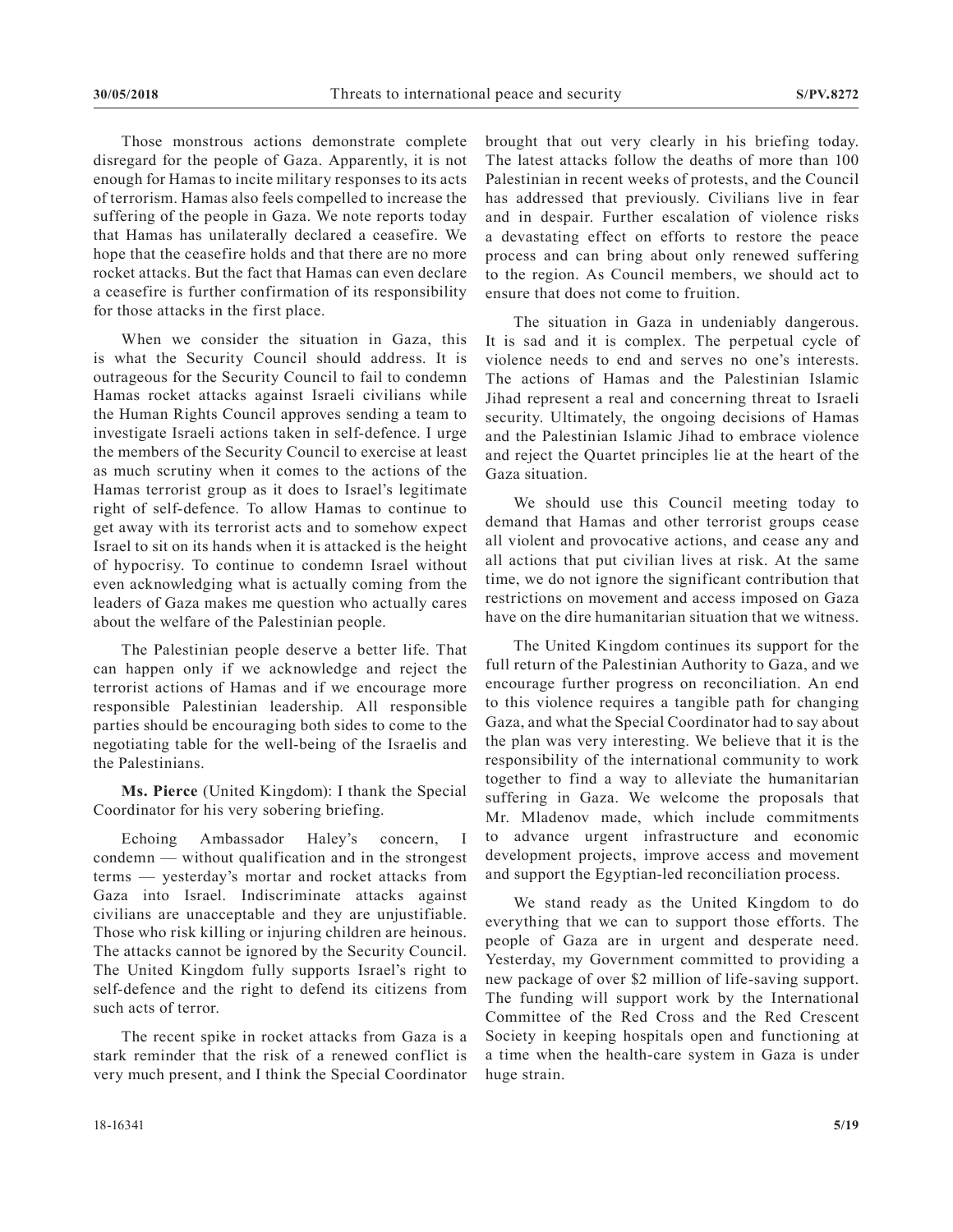Those monstrous actions demonstrate complete disregard for the people of Gaza. Apparently, it is not enough for Hamas to incite military responses to its acts of terrorism. Hamas also feels compelled to increase the suffering of the people in Gaza. We note reports today that Hamas has unilaterally declared a ceasefire. We hope that the ceasefire holds and that there are no more rocket attacks. But the fact that Hamas can even declare a ceasefire is further confirmation of its responsibility for those attacks in the first place.

When we consider the situation in Gaza, this is what the Security Council should address. It is outrageous for the Security Council to fail to condemn Hamas rocket attacks against Israeli civilians while the Human Rights Council approves sending a team to investigate Israeli actions taken in self-defence. I urge the members of the Security Council to exercise at least as much scrutiny when it comes to the actions of the Hamas terrorist group as it does to Israel's legitimate right of self-defence. To allow Hamas to continue to get away with its terrorist acts and to somehow expect Israel to sit on its hands when it is attacked is the height of hypocrisy. To continue to condemn Israel without even acknowledging what is actually coming from the leaders of Gaza makes me question who actually cares about the welfare of the Palestinian people.

The Palestinian people deserve a better life. That can happen only if we acknowledge and reject the terrorist actions of Hamas and if we encourage more responsible Palestinian leadership. All responsible parties should be encouraging both sides to come to the negotiating table for the well-being of the Israelis and the Palestinians.

**Ms. Pierce** (United Kingdom): I thank the Special Coordinator for his very sobering briefing.

Echoing Ambassador Haley's concern, I condemn — without qualification and in the strongest terms — yesterday's mortar and rocket attacks from Gaza into Israel. Indiscriminate attacks against civilians are unacceptable and they are unjustifiable. Those who risk killing or injuring children are heinous. The attacks cannot be ignored by the Security Council. The United Kingdom fully supports Israel's right to self-defence and the right to defend its citizens from such acts of terror.

The recent spike in rocket attacks from Gaza is a stark reminder that the risk of a renewed conflict is very much present, and I think the Special Coordinator brought that out very clearly in his briefing today. The latest attacks follow the deaths of more than 100 Palestinian in recent weeks of protests, and the Council has addressed that previously. Civilians live in fear and in despair. Further escalation of violence risks a devastating effect on efforts to restore the peace process and can bring about only renewed suffering to the region. As Council members, we should act to ensure that does not come to fruition.

The situation in Gaza in undeniably dangerous. It is sad and it is complex. The perpetual cycle of violence needs to end and serves no one's interests. The actions of Hamas and the Palestinian Islamic Jihad represent a real and concerning threat to Israeli security. Ultimately, the ongoing decisions of Hamas and the Palestinian Islamic Jihad to embrace violence and reject the Quartet principles lie at the heart of the Gaza situation.

We should use this Council meeting today to demand that Hamas and other terrorist groups cease all violent and provocative actions, and cease any and all actions that put civilian lives at risk. At the same time, we do not ignore the significant contribution that restrictions on movement and access imposed on Gaza have on the dire humanitarian situation that we witness.

The United Kingdom continues its support for the full return of the Palestinian Authority to Gaza, and we encourage further progress on reconciliation. An end to this violence requires a tangible path for changing Gaza, and what the Special Coordinator had to say about the plan was very interesting. We believe that it is the responsibility of the international community to work together to find a way to alleviate the humanitarian suffering in Gaza. We welcome the proposals that Mr. Mladenov made, which include commitments to advance urgent infrastructure and economic development projects, improve access and movement and support the Egyptian-led reconciliation process.

We stand ready as the United Kingdom to do everything that we can to support those efforts. The people of Gaza are in urgent and desperate need. Yesterday, my Government committed to providing a new package of over $2 million of life-saving support. The funding will support work by the International Committee of the Red Cross and the Red Crescent Society in keeping hospitals open and functioning at a time when the health-care system in Gaza is under huge strain.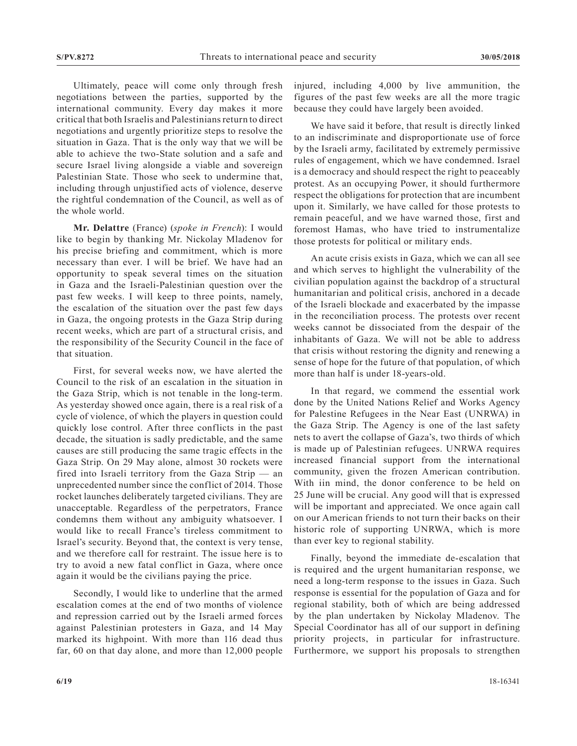Ultimately, peace will come only through fresh negotiations between the parties, supported by the international community. Every day makes it more critical that both Israelis and Palestinians return to direct negotiations and urgently prioritize steps to resolve the situation in Gaza. That is the only way that we will be able to achieve the two-State solution and a safe and secure Israel living alongside a viable and sovereign Palestinian State. Those who seek to undermine that, including through unjustified acts of violence, deserve the rightful condemnation of the Council, as well as of the whole world.

**Mr. Delattre** (France) (*spoke in French*): I would like to begin by thanking Mr. Nickolay Mladenov for his precise briefing and commitment, which is more necessary than ever. I will be brief. We have had an opportunity to speak several times on the situation in Gaza and the Israeli-Palestinian question over the past few weeks. I will keep to three points, namely, the escalation of the situation over the past few days in Gaza, the ongoing protests in the Gaza Strip during recent weeks, which are part of a structural crisis, and the responsibility of the Security Council in the face of that situation.

First, for several weeks now, we have alerted the Council to the risk of an escalation in the situation in the Gaza Strip, which is not tenable in the long-term. As yesterday showed once again, there is a real risk of a cycle of violence, of which the players in question could quickly lose control. After three conflicts in the past decade, the situation is sadly predictable, and the same causes are still producing the same tragic effects in the Gaza Strip. On 29 May alone, almost 30 rockets were fired into Israeli territory from the Gaza Strip — an unprecedented number since the conflict of 2014. Those rocket launches deliberately targeted civilians. They are unacceptable. Regardless of the perpetrators, France condemns them without any ambiguity whatsoever. I would like to recall France's tireless commitment to Israel's security. Beyond that, the context is very tense, and we therefore call for restraint. The issue here is to try to avoid a new fatal conflict in Gaza, where once again it would be the civilians paying the price.

Secondly, I would like to underline that the armed escalation comes at the end of two months of violence and repression carried out by the Israeli armed forces against Palestinian protesters in Gaza, and 14 May marked its highpoint. With more than 116 dead thus far, 60 on that day alone, and more than 12,000 people injured, including 4,000 by live ammunition, the figures of the past few weeks are all the more tragic because they could have largely been avoided.

We have said it before, that result is directly linked to an indiscriminate and disproportionate use of force by the Israeli army, facilitated by extremely permissive rules of engagement, which we have condemned. Israel is a democracy and should respect the right to peaceably protest. As an occupying Power, it should furthermore respect the obligations for protection that are incumbent upon it. Similarly, we have called for those protests to remain peaceful, and we have warned those, first and foremost Hamas, who have tried to instrumentalize those protests for political or military ends.

An acute crisis exists in Gaza, which we can all see and which serves to highlight the vulnerability of the civilian population against the backdrop of a structural humanitarian and political crisis, anchored in a decade of the Israeli blockade and exacerbated by the impasse in the reconciliation process. The protests over recent weeks cannot be dissociated from the despair of the inhabitants of Gaza. We will not be able to address that crisis without restoring the dignity and renewing a sense of hope for the future of that population, of which more than half is under 18-years-old.

In that regard, we commend the essential work done by the United Nations Relief and Works Agency for Palestine Refugees in the Near East (UNRWA) in the Gaza Strip. The Agency is one of the last safety nets to avert the collapse of Gaza's, two thirds of which is made up of Palestinian refugees. UNRWA requires increased financial support from the international community, given the frozen American contribution. With iin mind, the donor conference to be held on 25 June will be crucial. Any good will that is expressed will be important and appreciated. We once again call on our American friends to not turn their backs on their historic role of supporting UNRWA, which is more than ever key to regional stability.

Finally, beyond the immediate de-escalation that is required and the urgent humanitarian response, we need a long-term response to the issues in Gaza. Such response is essential for the population of Gaza and for regional stability, both of which are being addressed by the plan undertaken by Nickolay Mladenov. The Special Coordinator has all of our support in defining priority projects, in particular for infrastructure. Furthermore, we support his proposals to strengthen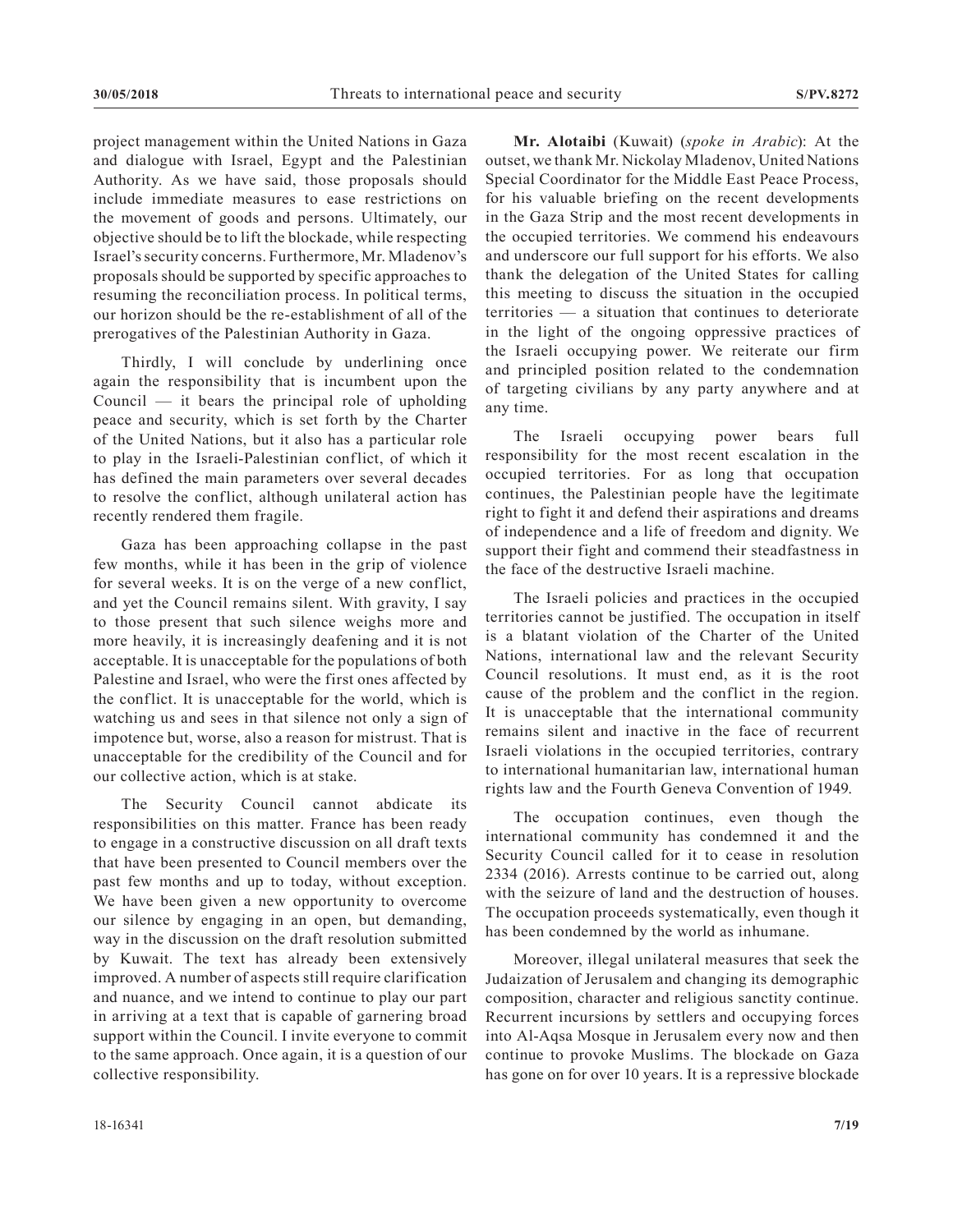project management within the United Nations in Gaza and dialogue with Israel, Egypt and the Palestinian Authority. As we have said, those proposals should include immediate measures to ease restrictions on the movement of goods and persons. Ultimately, our objective should be to lift the blockade, while respecting Israel's security concerns. Furthermore, Mr. Mladenov's proposals should be supported by specific approaches to resuming the reconciliation process. In political terms, our horizon should be the re-establishment of all of the prerogatives of the Palestinian Authority in Gaza.

Thirdly, I will conclude by underlining once again the responsibility that is incumbent upon the Council — it bears the principal role of upholding peace and security, which is set forth by the Charter of the United Nations, but it also has a particular role to play in the Israeli-Palestinian conflict, of which it has defined the main parameters over several decades to resolve the conflict, although unilateral action has recently rendered them fragile.

Gaza has been approaching collapse in the past few months, while it has been in the grip of violence for several weeks. It is on the verge of a new conflict, and yet the Council remains silent. With gravity, I say to those present that such silence weighs more and more heavily, it is increasingly deafening and it is not acceptable. It is unacceptable for the populations of both Palestine and Israel, who were the first ones affected by the conflict. It is unacceptable for the world, which is watching us and sees in that silence not only a sign of impotence but, worse, also a reason for mistrust. That is unacceptable for the credibility of the Council and for our collective action, which is at stake.

The Security Council cannot abdicate its responsibilities on this matter. France has been ready to engage in a constructive discussion on all draft texts that have been presented to Council members over the past few months and up to today, without exception. We have been given a new opportunity to overcome our silence by engaging in an open, but demanding, way in the discussion on the draft resolution submitted by Kuwait. The text has already been extensively improved. A number of aspects still require clarification and nuance, and we intend to continue to play our part in arriving at a text that is capable of garnering broad support within the Council. I invite everyone to commit to the same approach. Once again, it is a question of our collective responsibility.

**Mr. Alotaibi** (Kuwait) (*spoke in Arabic*): At the outset, we thank Mr. Nickolay Mladenov, United Nations Special Coordinator for the Middle East Peace Process, for his valuable briefing on the recent developments in the Gaza Strip and the most recent developments in the occupied territories. We commend his endeavours and underscore our full support for his efforts. We also thank the delegation of the United States for calling this meeting to discuss the situation in the occupied territories — a situation that continues to deteriorate in the light of the ongoing oppressive practices of the Israeli occupying power. We reiterate our firm and principled position related to the condemnation of targeting civilians by any party anywhere and at any time.

The Israeli occupying power bears full responsibility for the most recent escalation in the occupied territories. For as long that occupation continues, the Palestinian people have the legitimate right to fight it and defend their aspirations and dreams of independence and a life of freedom and dignity. We support their fight and commend their steadfastness in the face of the destructive Israeli machine.

The Israeli policies and practices in the occupied territories cannot be justified. The occupation in itself is a blatant violation of the Charter of the United Nations, international law and the relevant Security Council resolutions. It must end, as it is the root cause of the problem and the conflict in the region. It is unacceptable that the international community remains silent and inactive in the face of recurrent Israeli violations in the occupied territories, contrary to international humanitarian law, international human rights law and the Fourth Geneva Convention of 1949.

The occupation continues, even though the international community has condemned it and the Security Council called for it to cease in resolution 2334 (2016). Arrests continue to be carried out, along with the seizure of land and the destruction of houses. The occupation proceeds systematically, even though it has been condemned by the world as inhumane.

Moreover, illegal unilateral measures that seek the Judaization of Jerusalem and changing its demographic composition, character and religious sanctity continue. Recurrent incursions by settlers and occupying forces into Al-Aqsa Mosque in Jerusalem every now and then continue to provoke Muslims. The blockade on Gaza has gone on for over 10 years. It is a repressive blockade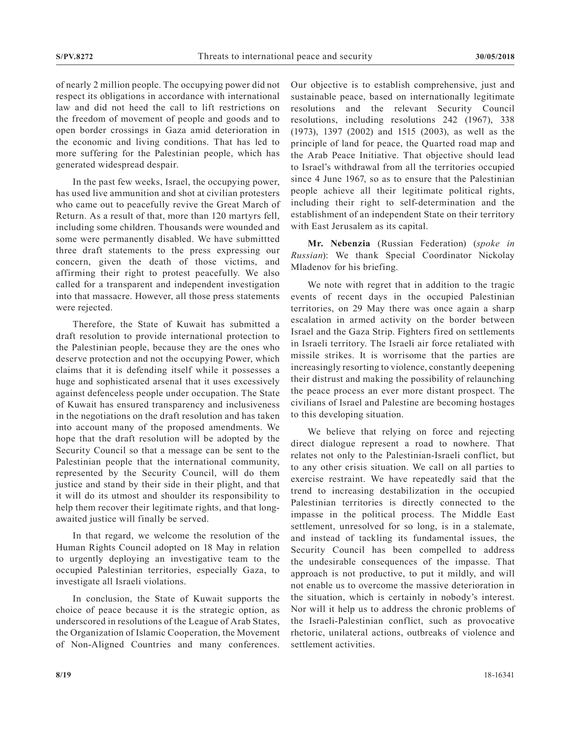of nearly 2 million people. The occupying power did not respect its obligations in accordance with international law and did not heed the call to lift restrictions on the freedom of movement of people and goods and to open border crossings in Gaza amid deterioration in the economic and living conditions. That has led to more suffering for the Palestinian people, which has generated widespread despair.

In the past few weeks, Israel, the occupying power, has used live ammunition and shot at civilian protesters who came out to peacefully revive the Great March of Return. As a result of that, more than 120 martyrs fell, including some children. Thousands were wounded and some were permanently disabled. We have submittted three draft statements to the press expressing our concern, given the death of those victims, and affirming their right to protest peacefully. We also called for a transparent and independent investigation into that massacre. However, all those press statements were rejected.

Therefore, the State of Kuwait has submitted a draft resolution to provide international protection to the Palestinian people, because they are the ones who deserve protection and not the occupying Power, which claims that it is defending itself while it possesses a huge and sophisticated arsenal that it uses excessively against defenceless people under occupation. The State of Kuwait has ensured transparency and inclusiveness in the negotiations on the draft resolution and has taken into account many of the proposed amendments. We hope that the draft resolution will be adopted by the Security Council so that a message can be sent to the Palestinian people that the international community, represented by the Security Council, will do them justice and stand by their side in their plight, and that it will do its utmost and shoulder its responsibility to help them recover their legitimate rights, and that long-awaited justice will finally be served.

In that regard, we welcome the resolution of the Human Rights Council adopted on 18 May in relation to urgently deploying an investigative team to the occupied Palestinian territories, especially Gaza, to investigate all Israeli violations.

In conclusion, the State of Kuwait supports the choice of peace because it is the strategic option, as underscored in resolutions of the League of Arab States, the Organization of Islamic Cooperation, the Movement of Non-Aligned Countries and many conferences. Our objective is to establish comprehensive, just and sustainable peace, based on internationally legitimate resolutions and the relevant Security Council resolutions, including resolutions 242 (1967), 338 (1973), 1397 (2002) and 1515 (2003), as well as the principle of land for peace, the Quarted road map and the Arab Peace Initiative. That objective should lead to Israel's withdrawal from all the territories occupied since 4 June 1967, so as to ensure that the Palestinian people achieve all their legitimate political rights, including their right to self-determination and the establishment of an independent State on their territory with East Jerusalem as its capital.

**Mr. Nebenzia** (Russian Federation) (*spoke in Russian*): We thank Special Coordinator Nickolay Mladenov for his briefing.

We note with regret that in addition to the tragic events of recent days in the occupied Palestinian territories, on 29 May there was once again a sharp escalation in armed activity on the border between Israel and the Gaza Strip. Fighters fired on settlements in Israeli territory. The Israeli air force retaliated with missile strikes. It is worrisome that the parties are increasingly resorting to violence, constantly deepening their distrust and making the possibility of relaunching the peace process an ever more distant prospect. The civilians of Israel and Palestine are becoming hostages to this developing situation.

We believe that relying on force and rejecting direct dialogue represent a road to nowhere. That relates not only to the Palestinian-Israeli conflict, but to any other crisis situation. We call on all parties to exercise restraint. We have repeatedly said that the trend to increasing destabilization in the occupied Palestinian territories is directly connected to the impasse in the political process. The Middle East settlement, unresolved for so long, is in a stalemate, and instead of tackling its fundamental issues, the Security Council has been compelled to address the undesirable consequences of the impasse. That approach is not productive, to put it mildly, and will not enable us to overcome the massive deterioration in the situation, which is certainly in nobody's interest. Nor will it help us to address the chronic problems of the Israeli-Palestinian conflict, such as provocative rhetoric, unilateral actions, outbreaks of violence and settlement activities.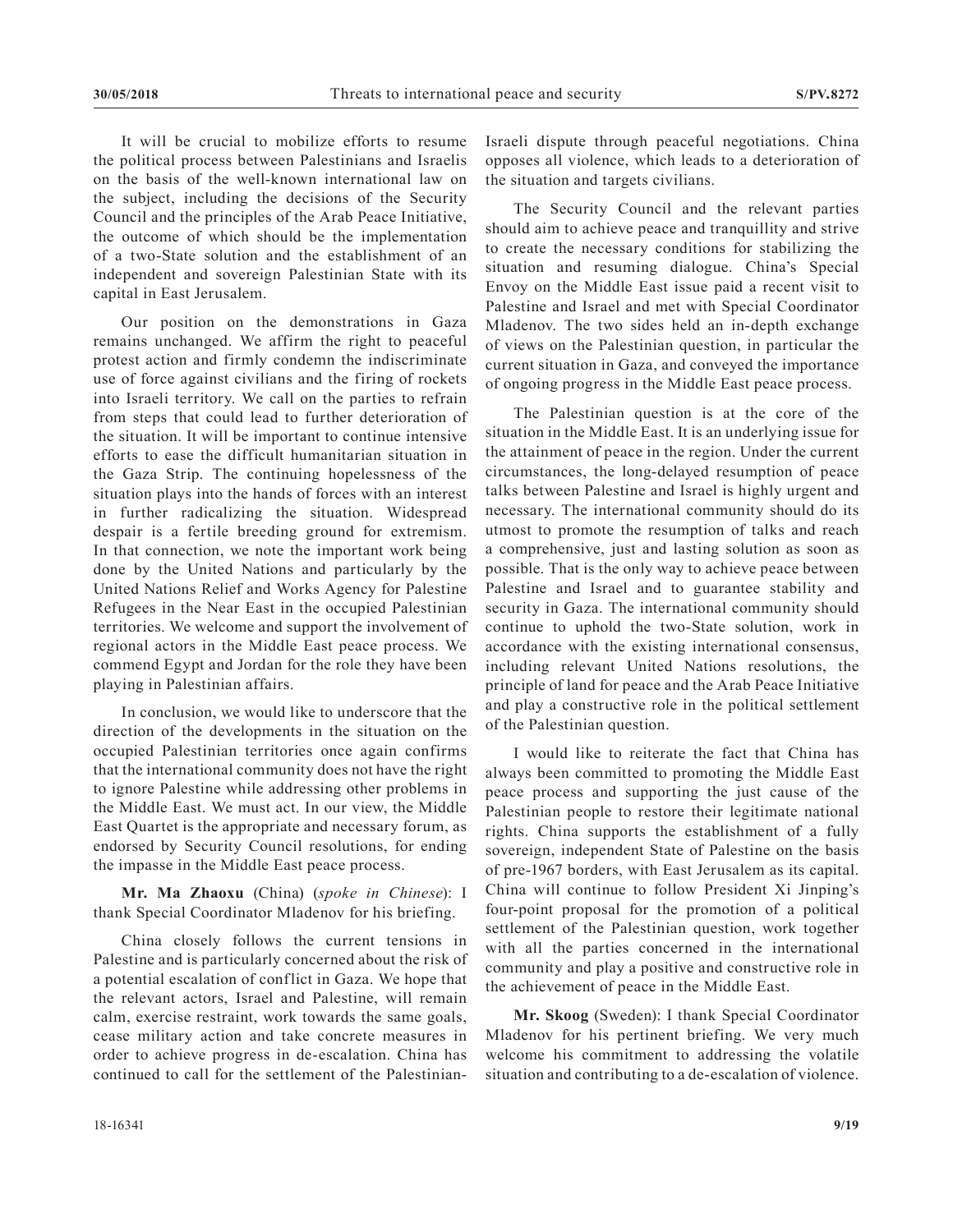It will be crucial to mobilize efforts to resume the political process between Palestinians and Israelis on the basis of the well-known international law on the subject, including the decisions of the Security Council and the principles of the Arab Peace Initiative, the outcome of which should be the implementation of a two-State solution and the establishment of an independent and sovereign Palestinian State with its capital in East Jerusalem.

Our position on the demonstrations in Gaza remains unchanged. We affirm the right to peaceful protest action and firmly condemn the indiscriminate use of force against civilians and the firing of rockets into Israeli territory. We call on the parties to refrain from steps that could lead to further deterioration of the situation. It will be important to continue intensive efforts to ease the difficult humanitarian situation in the Gaza Strip. The continuing hopelessness of the situation plays into the hands of forces with an interest in further radicalizing the situation. Widespread despair is a fertile breeding ground for extremism. In that connection, we note the important work being done by the United Nations and particularly by the United Nations Relief and Works Agency for Palestine Refugees in the Near East in the occupied Palestinian territories. We welcome and support the involvement of regional actors in the Middle East peace process. We commend Egypt and Jordan for the role they have been playing in Palestinian affairs.

In conclusion, we would like to underscore that the direction of the developments in the situation on the occupied Palestinian territories once again confirms that the international community does not have the right to ignore Palestine while addressing other problems in the Middle East. We must act. In our view, the Middle East Quartet is the appropriate and necessary forum, as endorsed by Security Council resolutions, for ending the impasse in the Middle East peace process.

**Mr. Ma Zhaoxu** (China) (*spoke in Chinese*): I thank Special Coordinator Mladenov for his briefing.

China closely follows the current tensions in Palestine and is particularly concerned about the risk of a potential escalation of conflict in Gaza. We hope that the relevant actors, Israel and Palestine, will remain calm, exercise restraint, work towards the same goals, cease military action and take concrete measures in order to achieve progress in de-escalation. China has continued to call for the settlement of the Palestinian-Israeli dispute through peaceful negotiations. China opposes all violence, which leads to a deterioration of the situation and targets civilians.

The Security Council and the relevant parties should aim to achieve peace and tranquillity and strive to create the necessary conditions for stabilizing the situation and resuming dialogue. China's Special Envoy on the Middle East issue paid a recent visit to Palestine and Israel and met with Special Coordinator Mladenov. The two sides held an in-depth exchange of views on the Palestinian question, in particular the current situation in Gaza, and conveyed the importance of ongoing progress in the Middle East peace process.

The Palestinian question is at the core of the situation in the Middle East. It is an underlying issue for the attainment of peace in the region. Under the current circumstances, the long-delayed resumption of peace talks between Palestine and Israel is highly urgent and necessary. The international community should do its utmost to promote the resumption of talks and reach a comprehensive, just and lasting solution as soon as possible. That is the only way to achieve peace between Palestine and Israel and to guarantee stability and security in Gaza. The international community should continue to uphold the two-State solution, work in accordance with the existing international consensus, including relevant United Nations resolutions, the principle of land for peace and the Arab Peace Initiative and play a constructive role in the political settlement of the Palestinian question.

I would like to reiterate the fact that China has always been committed to promoting the Middle East peace process and supporting the just cause of the Palestinian people to restore their legitimate national rights. China supports the establishment of a fully sovereign, independent State of Palestine on the basis of pre-1967 borders, with East Jerusalem as its capital. China will continue to follow President Xi Jinping's four-point proposal for the promotion of a political settlement of the Palestinian question, work together with all the parties concerned in the international community and play a positive and constructive role in the achievement of peace in the Middle East.

**Mr. Skoog** (Sweden): I thank Special Coordinator Mladenov for his pertinent briefing. We very much welcome his commitment to addressing the volatile situation and contributing to a de-escalation of violence.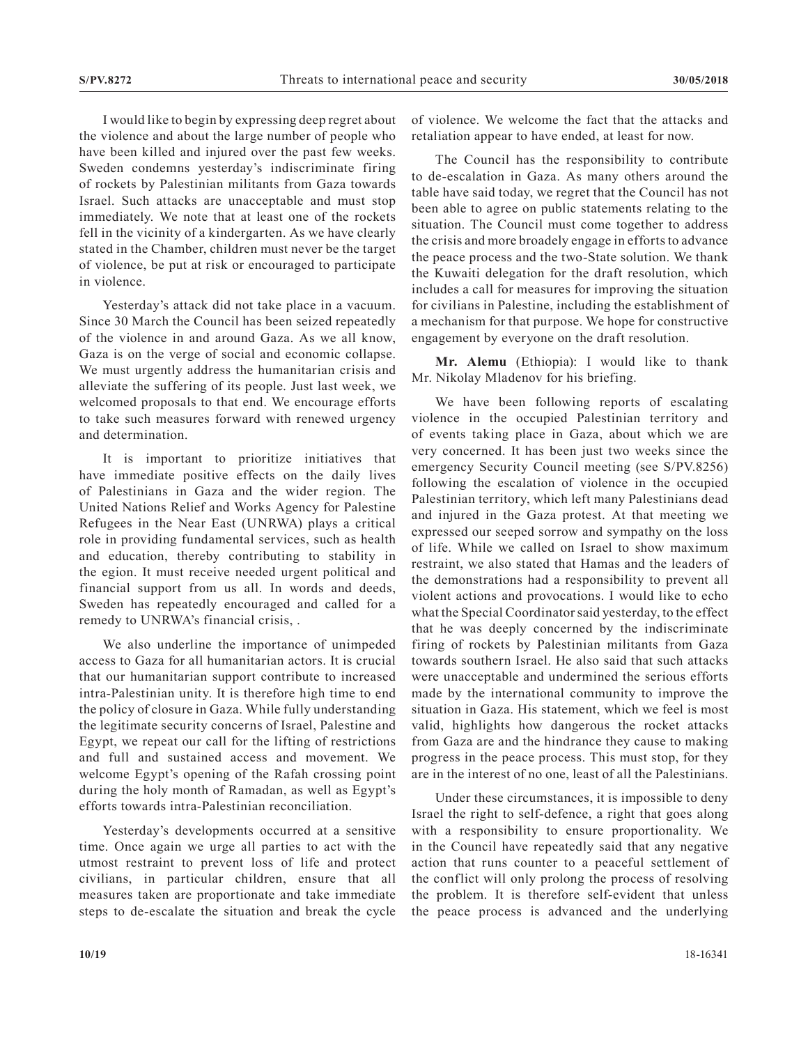I would like to begin by expressing deep regret about the violence and about the large number of people who have been killed and injured over the past few weeks. Sweden condemns yesterday's indiscriminate firing of rockets by Palestinian militants from Gaza towards Israel. Such attacks are unacceptable and must stop immediately. We note that at least one of the rockets fell in the vicinity of a kindergarten. As we have clearly stated in the Chamber, children must never be the target of violence, be put at risk or encouraged to participate in violence.

Yesterday's attack did not take place in a vacuum. Since 30 March the Council has been seized repeatedly of the violence in and around Gaza. As we all know, Gaza is on the verge of social and economic collapse. We must urgently address the humanitarian crisis and alleviate the suffering of its people. Just last week, we welcomed proposals to that end. We encourage efforts to take such measures forward with renewed urgency and determination.

It is important to prioritize initiatives that have immediate positive effects on the daily lives of Palestinians in Gaza and the wider region. The United Nations Relief and Works Agency for Palestine Refugees in the Near East (UNRWA) plays a critical role in providing fundamental services, such as health and education, thereby contributing to stability in the egion. It must receive needed urgent political and financial support from us all. In words and deeds, Sweden has repeatedly encouraged and called for a remedy to UNRWA's financial crisis, .

We also underline the importance of unimpeded access to Gaza for all humanitarian actors. It is crucial that our humanitarian support contribute to increased intra-Palestinian unity. It is therefore high time to end the policy of closure in Gaza. While fully understanding the legitimate security concerns of Israel, Palestine and Egypt, we repeat our call for the lifting of restrictions and full and sustained access and movement. We welcome Egypt's opening of the Rafah crossing point during the holy month of Ramadan, as well as Egypt's efforts towards intra-Palestinian reconciliation.

Yesterday's developments occurred at a sensitive time. Once again we urge all parties to act with the utmost restraint to prevent loss of life and protect civilians, in particular children, ensure that all measures taken are proportionate and take immediate steps to de-escalate the situation and break the cycle of violence. We welcome the fact that the attacks and retaliation appear to have ended, at least for now.

The Council has the responsibility to contribute to de-escalation in Gaza. As many others around the table have said today, we regret that the Council has not been able to agree on public statements relating to the situation. The Council must come together to address the crisis and more broadly engage in efforts to advance the peace process and the two-State solution. We thank the Kuwaiti delegation for the draft resolution, which includes a call for measures for improving the situation for civilians in Palestine, including the establishment of a mechanism for that purpose. We hope for constructive engagement by everyone on the draft resolution.

**Mr. Alemu** (Ethiopia): I would like to thank Mr. Nikolay Mladenov for his briefing.

We have been following reports of escalating violence in the occupied Palestinian territory and of events taking place in Gaza, about which we are very concerned. It has been just two weeks since the emergency Security Council meeting (see S/PV.8256) following the escalation of violence in the occupied Palestinian territory, which left many Palestinians dead and injured in the Gaza protest. At that meeting we expressed our seeped sorrow and sympathy on the loss of life. While we called on Israel to show maximum restraint, we also stated that Hamas and the leaders of the demonstrations had a responsibility to prevent all violent actions and provocations. I would like to echo what the Special Coordinator said yesterday, to the effect that he was deeply concerned by the indiscriminate firing of rockets by Palestinian militants from Gaza towards southern Israel. He also said that such attacks were unacceptable and undermined the serious efforts made by the international community to improve the situation in Gaza. His statement, which we feel is most valid, highlights how dangerous the rocket attacks from Gaza are and the hindrance they cause to making progress in the peace process. This must stop, for they are in the interest of no one, least of all the Palestinians.

Under these circumstances, it is impossible to deny Israel the right to self-defence, a right that goes along with a responsibility to ensure proportionality. We in the Council have repeatedly said that any negative action that runs counter to a peaceful settlement of the conflict will only prolong the process of resolving the problem. It is therefore self-evident that unless the peace process is advanced and the underlying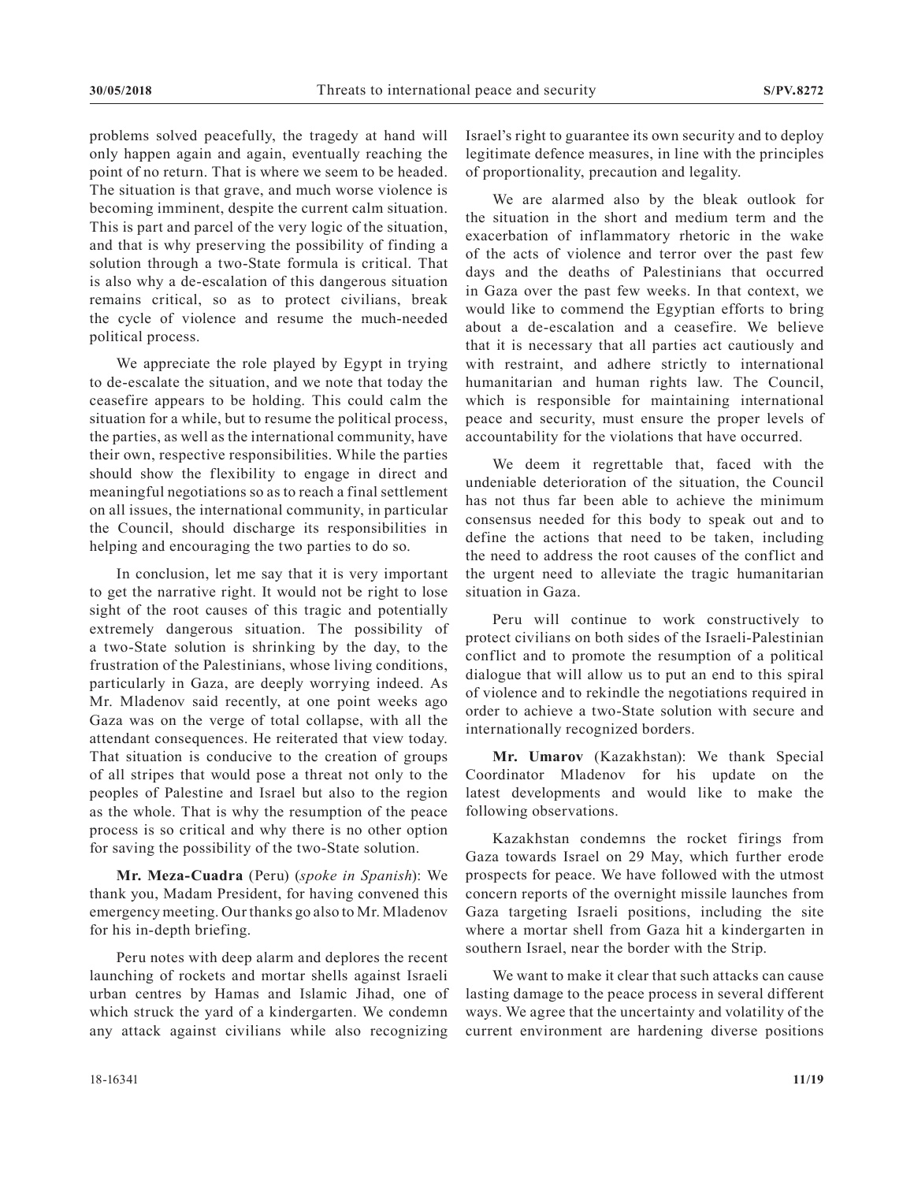problems solved peacefully, the tragedy at hand will only happen again and again, eventually reaching the point of no return. That is where we seem to be headed. The situation is that grave, and much worse violence is becoming imminent, despite the current calm situation. This is part and parcel of the very logic of the situation, and that is why preserving the possibility of finding a solution through a two-State formula is critical. That is also why a de-escalation of this dangerous situation remains critical, so as to protect civilians, break the cycle of violence and resume the much-needed political process.

We appreciate the role played by Egypt in trying to de-escalate the situation, and we note that today the ceasefire appears to be holding. This could calm the situation for a while, but to resume the political process, the parties, as well as the international community, have their own, respective responsibilities. While the parties should show the flexibility to engage in direct and meaningful negotiations so as to reach a final settlement on all issues, the international community, in particular the Council, should discharge its responsibilities in helping and encouraging the two parties to do so.

In conclusion, let me say that it is very important to get the narrative right. It would not be right to lose sight of the root causes of this tragic and potentially extremely dangerous situation. The possibility of a two-State solution is shrinking by the day, to the frustration of the Palestinians, whose living conditions, particularly in Gaza, are deeply worrying indeed. As Mr. Mladenov said recently, at one point weeks ago Gaza was on the verge of total collapse, with all the attendant consequences. He reiterated that view today. That situation is conducive to the creation of groups of all stripes that would pose a threat not only to the peoples of Palestine and Israel but also to the region as the whole. That is why the resumption of the peace process is so critical and why there is no other option for saving the possibility of the two-State solution.

**Mr. Meza-Cuadra** (Peru) (*spoke in Spanish*): We thank you, Madam President, for having convened this emergency meeting. Our thanks go also to Mr. Mladenov for his in-depth briefing.

Peru notes with deep alarm and deplores the recent launching of rockets and mortar shells against Israeli urban centres by Hamas and Islamic Jihad, one of which struck the yard of a kindergarten. We condemn any attack against civilians while also recognizing Israel's right to guarantee its own security and to deploy legitimate defence measures, in line with the principles of proportionality, precaution and legality.

We are alarmed also by the bleak outlook for the situation in the short and medium term and the exacerbation of inflammatory rhetoric in the wake of the acts of violence and terror over the past few days and the deaths of Palestinians that occurred in Gaza over the past few weeks. In that context, we would like to commend the Egyptian efforts to bring about a de-escalation and a ceasefire. We believe that it is necessary that all parties act cautiously and with restraint, and adhere strictly to international humanitarian and human rights law. The Council, which is responsible for maintaining international peace and security, must ensure the proper levels of accountability for the violations that have occurred.

We deem it regrettable that, faced with the undeniable deterioration of the situation, the Council has not thus far been able to achieve the minimum consensus needed for this body to speak out and to define the actions that need to be taken, including the need to address the root causes of the conflict and the urgent need to alleviate the tragic humanitarian situation in Gaza.

Peru will continue to work constructively to protect civilians on both sides of the Israeli-Palestinian conflict and to promote the resumption of a political dialogue that will allow us to put an end to this spiral of violence and to rekindle the negotiations required in order to achieve a two-State solution with secure and internationally recognized borders.

**Mr. Umarov** (Kazakhstan): We thank Special Coordinator Mladenov for his update on the latest developments and would like to make the following observations.

Kazakhstan condemns the rocket firings from Gaza towards Israel on 29 May, which further erode prospects for peace. We have followed with the utmost concern reports of the overnight missile launches from Gaza targeting Israeli positions, including the site where a mortar shell from Gaza hit a kindergarten in southern Israel, near the border with the Strip.

We want to make it clear that such attacks can cause lasting damage to the peace process in several different ways. We agree that the uncertainty and volatility of the current environment are hardening diverse positions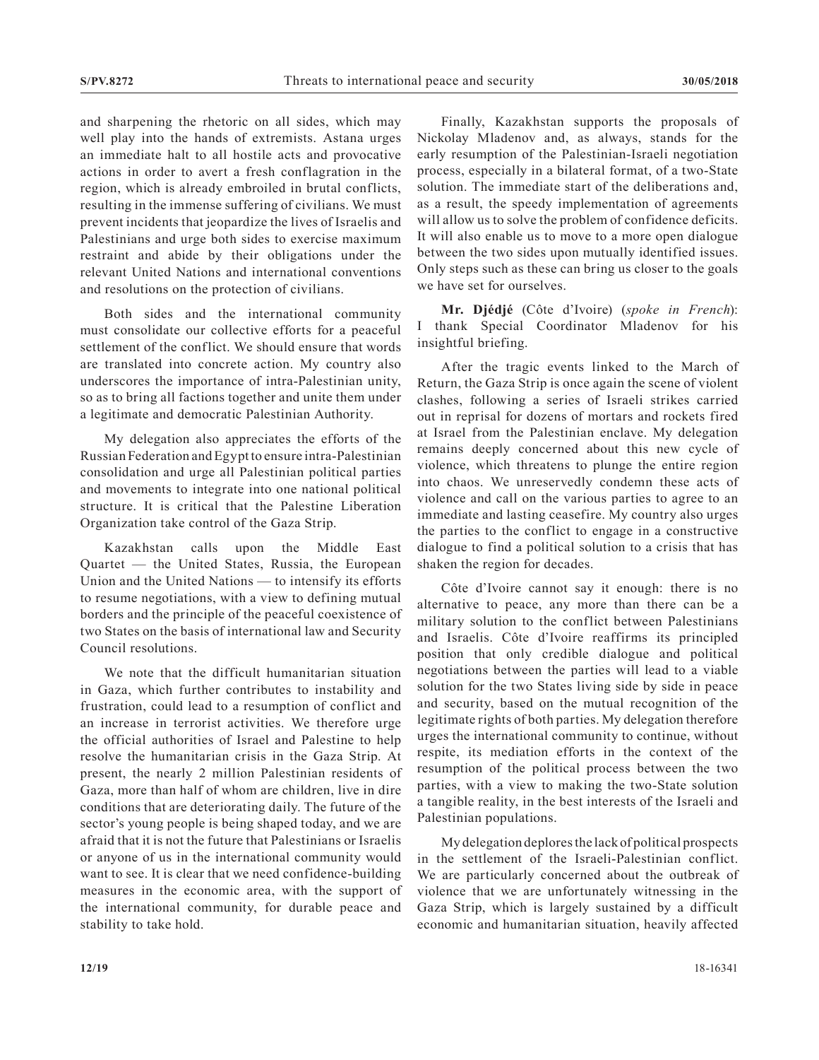and sharpening the rhetoric on all sides, which may well play into the hands of extremists. Astana urges an immediate halt to all hostile acts and provocative actions in order to avert a fresh conflagration in the region, which is already embroiled in brutal conflicts, resulting in the immense suffering of civilians. We must prevent incidents that jeopardize the lives of Israelis and Palestinians and urge both sides to exercise maximum restraint and abide by their obligations under the relevant United Nations and international conventions and resolutions on the protection of civilians.

Both sides and the international community must consolidate our collective efforts for a peaceful settlement of the conflict. We should ensure that words are translated into concrete action. My country also underscores the importance of intra-Palestinian unity, so as to bring all factions together and unite them under a legitimate and democratic Palestinian Authority.

My delegation also appreciates the efforts of the Russian Federation and Egypt to ensure intra-Palestinian consolidation and urge all Palestinian political parties and movements to integrate into one national political structure. It is critical that the Palestine Liberation Organization take control of the Gaza Strip.

Kazakhstan calls upon the Middle East Quartet — the United States, Russia, the European Union and the United Nations — to intensify its efforts to resume negotiations, with a view to defining mutual borders and the principle of the peaceful coexistence of two States on the basis of international law and Security Council resolutions.

We note that the difficult humanitarian situation in Gaza, which further contributes to instability and frustration, could lead to a resumption of conflict and an increase in terrorist activities. We therefore urge the official authorities of Israel and Palestine to help resolve the humanitarian crisis in the Gaza Strip. At present, the nearly 2 million Palestinian residents of Gaza, more than half of whom are children, live in dire conditions that are deteriorating daily. The future of the sector's young people is being shaped today, and we are afraid that it is not the future that Palestinians or Israelis or anyone of us in the international community would want to see. It is clear that we need confidence-building measures in the economic area, with the support of the international community, for durable peace and stability to take hold.

Finally, Kazakhstan supports the proposals of Nickolay Mladenov and, as always, stands for the early resumption of the Palestinian-Israeli negotiation process, especially in a bilateral format, of a two-State solution. The immediate start of the deliberations and, as a result, the speedy implementation of agreements will allow us to solve the problem of confidence deficits. It will also enable us to move to a more open dialogue between the two sides upon mutually identified issues. Only steps such as these can bring us closer to the goals we have set for ourselves.

**Mr. Djédjé** (Côte d'Ivoire) (*spoke in French*): I thank Special Coordinator Mladenov for his insightful briefing.

After the tragic events linked to the March of Return, the Gaza Strip is once again the scene of violent clashes, following a series of Israeli strikes carried out in reprisal for dozens of mortars and rockets fired at Israel from the Palestinian enclave. My delegation remains deeply concerned about this new cycle of violence, which threatens to plunge the entire region into chaos. We unreservedly condemn these acts of violence and call on the various parties to agree to an immediate and lasting ceasefire. My country also urges the parties to the conflict to engage in a constructive dialogue to find a political solution to a crisis that has shaken the region for decades.

Côte d'Ivoire cannot say it enough: there is no alternative to peace, any more than there can be a military solution to the conflict between Palestinians and Israelis. Côte d'Ivoire reaffirms its principled position that only credible dialogue and political negotiations between the parties will lead to a viable solution for the two States living side by side in peace and security, based on the mutual recognition of the legitimate rights of both parties. My delegation therefore urges the international community to continue, without respite, its mediation efforts in the context of the resumption of the political process between the two parties, with a view to making the two-State solution a tangible reality, in the best interests of the Israeli and Palestinian populations.

My delegation deplores the lack of political prospects in the settlement of the Israeli-Palestinian conflict. We are particularly concerned about the outbreak of violence that we are unfortunately witnessing in the Gaza Strip, which is largely sustained by a difficult economic and humanitarian situation, heavily affected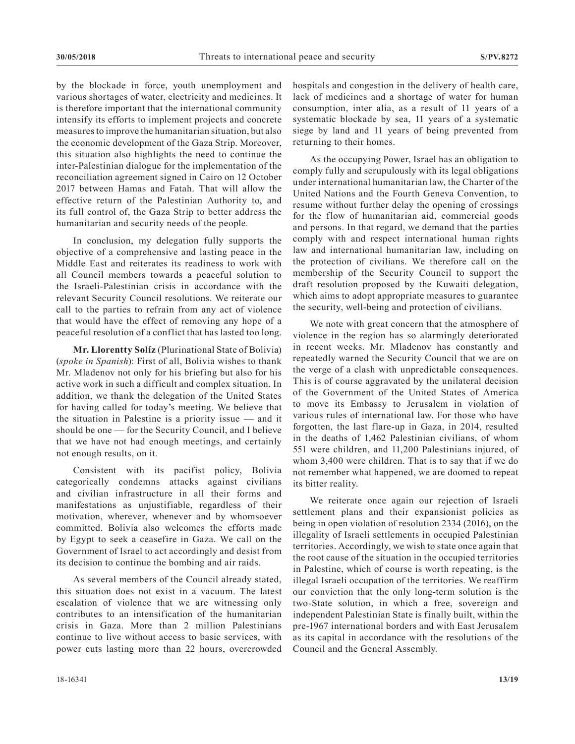by the blockade in force, youth unemployment and various shortages of water, electricity and medicines. It is therefore important that the international community intensify its efforts to implement projects and concrete measures to improve the humanitarian situation, but also the economic development of the Gaza Strip. Moreover, this situation also highlights the need to continue the inter-Palestinian dialogue for the implementation of the reconciliation agreement signed in Cairo on 12 October 2017 between Hamas and Fatah. That will allow the effective return of the Palestinian Authority to, and its full control of, the Gaza Strip to better address the humanitarian and security needs of the people.

In conclusion, my delegation fully supports the objective of a comprehensive and lasting peace in the Middle East and reiterates its readiness to work with all Council members towards a peaceful solution to the Israeli-Palestinian crisis in accordance with the relevant Security Council resolutions. We reiterate our call to the parties to refrain from any act of violence that would have the effect of removing any hope of a peaceful resolution of a conflict that has lasted too long.

**Mr. Llorentty Solíz** (Plurinational State of Bolivia) (*spoke in Spanish*): First of all, Bolivia wishes to thank Mr. Mladenov not only for his briefing but also for his active work in such a difficult and complex situation. In addition, we thank the delegation of the United States for having called for today's meeting. We believe that the situation in Palestine is a priority issue — and it should be one — for the Security Council, and I believe that we have not had enough meetings, and certainly not enough results, on it.

Consistent with its pacifist policy, Bolivia categorically condemns attacks against civilians and civilian infrastructure in all their forms and manifestations as unjustifiable, regardless of their motivation, wherever, whenever and by whomsoever committed. Bolivia also welcomes the efforts made by Egypt to seek a ceasefire in Gaza. We call on the Government of Israel to act accordingly and desist from its decision to continue the bombing and air raids.

As several members of the Council already stated, this situation does not exist in a vacuum. The latest escalation of violence that we are witnessing only contributes to an intensification of the humanitarian crisis in Gaza. More than 2 million Palestinians continue to live without access to basic services, with power cuts lasting more than 22 hours, overcrowded hospitals and congestion in the delivery of health care, lack of medicines and a shortage of water for human consumption, inter alia, as a result of 11 years of a systematic blockade by sea, 11 years of a systematic siege by land and 11 years of being prevented from returning to their homes.

As the occupying Power, Israel has an obligation to comply fully and scrupulously with its legal obligations under international humanitarian law, the Charter of the United Nations and the Fourth Geneva Convention, to resume without further delay the opening of crossings for the flow of humanitarian aid, commercial goods and persons. In that regard, we demand that the parties comply with and respect international human rights law and international humanitarian law, including on the protection of civilians. We therefore call on the membership of the Security Council to support the draft resolution proposed by the Kuwaiti delegation, which aims to adopt appropriate measures to guarantee the security, well-being and protection of civilians.

We note with great concern that the atmosphere of violence in the region has so alarmingly deteriorated in recent weeks. Mr. Mladenov has constantly and repeatedly warned the Security Council that we are on the verge of a clash with unpredictable consequences. This is of course aggravated by the unilateral decision of the Government of the United States of America to move its Embassy to Jerusalem in violation of various rules of international law. For those who have forgotten, the last flare-up in Gaza, in 2014, resulted in the deaths of 1,462 Palestinian civilians, of whom 551 were children, and 11,200 Palestinians injured, of whom 3,400 were children. That is to say that if we do not remember what happened, we are doomed to repeat its bitter reality.

We reiterate once again our rejection of Israeli settlement plans and their expansionist policies as being in open violation of resolution 2334 (2016), on the illegality of Israeli settlements in occupied Palestinian territories. Accordingly, we wish to state once again that the root cause of the situation in the occupied territories in Palestine, which of course is worth repeating, is the illegal Israeli occupation of the territories. We reaffirm our conviction that the only long-term solution is the two-State solution, in which a free, sovereign and independent Palestinian State is finally built, within the pre-1967 international borders and with East Jerusalem as its capital in accordance with the resolutions of the Council and the General Assembly.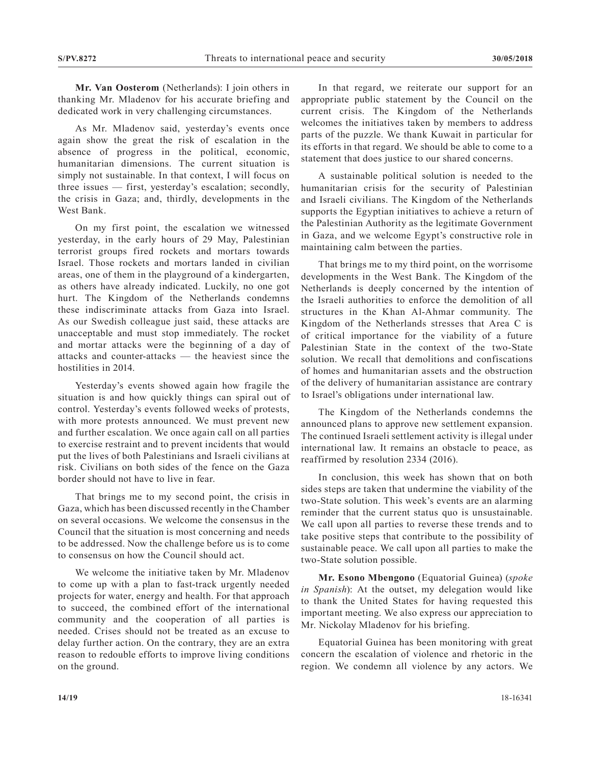**Mr. Van Oosterom** (Netherlands): I join others in thanking Mr. Mladenov for his accurate briefing and dedicated work in very challenging circumstances.

As Mr. Mladenov said, yesterday's events once again show the great the risk of escalation in the absence of progress in the political, economic, humanitarian dimensions. The current situation is simply not sustainable. In that context, I will focus on three issues — first, yesterday's escalation; secondly, the crisis in Gaza; and, thirdly, developments in the West Bank.

On my first point, the escalation we witnessed yesterday, in the early hours of 29 May, Palestinian terrorist groups fired rockets and mortars towards Israel. Those rockets and mortars landed in civilian areas, one of them in the playground of a kindergarten, as others have already indicated. Luckily, no one got hurt. The Kingdom of the Netherlands condemns these indiscriminate attacks from Gaza into Israel. As our Swedish colleague just said, these attacks are unacceptable and must stop immediately. The rocket and mortar attacks were the beginning of a day of attacks and counter-attacks — the heaviest since the hostilities in 2014.

Yesterday's events showed again how fragile the situation is and how quickly things can spiral out of control. Yesterday's events followed weeks of protests, with more protests announced. We must prevent new and further escalation. We once again call on all parties to exercise restraint and to prevent incidents that would put the lives of both Palestinians and Israeli civilians at risk. Civilians on both sides of the fence on the Gaza border should not have to live in fear.

That brings me to my second point, the crisis in Gaza, which has been discussed recently in the Chamber on several occasions. We welcome the consensus in the Council that the situation is most concerning and needs to be addressed. Now the challenge before us is to come to consensus on how the Council should act.

We welcome the initiative taken by Mr. Mladenov to come up with a plan to fast-track urgently needed projects for water, energy and health. For that approach to succeed, the combined effort of the international community and the cooperation of all parties is needed. Crises should not be treated as an excuse to delay further action. On the contrary, they are an extra reason to redouble efforts to improve living conditions on the ground.

In that regard, we reiterate our support for an appropriate public statement by the Council on the current crisis. The Kingdom of the Netherlands welcomes the initiatives taken by members to address parts of the puzzle. We thank Kuwait in particular for its efforts in that regard. We should be able to come to a statement that does justice to our shared concerns.

A sustainable political solution is needed to the humanitarian crisis for the security of Palestinian and Israeli civilians. The Kingdom of the Netherlands supports the Egyptian initiatives to achieve a return of the Palestinian Authority as the legitimate Government in Gaza, and we welcome Egypt's constructive role in maintaining calm between the parties.

That brings me to my third point, on the worrisome developments in the West Bank. The Kingdom of the Netherlands is deeply concerned by the intention of the Israeli authorities to enforce the demolition of all structures in the Khan Al-Ahmar community. The Kingdom of the Netherlands stresses that Area C is of critical importance for the viability of a future Palestinian State in the context of the two-State solution. We recall that demolitions and confiscations of homes and humanitarian assets and the obstruction of the delivery of humanitarian assistance are contrary to Israel's obligations under international law.

The Kingdom of the Netherlands condemns the announced plans to approve new settlement expansion. The continued Israeli settlement activity is illegal under international law. It remains an obstacle to peace, as reaffirmed by resolution 2334 (2016).

In conclusion, this week has shown that on both sides steps are taken that undermine the viability of the two-State solution. This week's events are an alarming reminder that the current status quo is unsustainable. We call upon all parties to reverse these trends and to take positive steps that contribute to the possibility of sustainable peace. We call upon all parties to make the two-State solution possible.

**Mr. Esono Mbengono** (Equatorial Guinea) (*spoke in Spanish*): At the outset, my delegation would like to thank the United States for having requested this important meeting. We also express our appreciation to Mr. Nickolay Mladenov for his briefing.

Equatorial Guinea has been monitoring with great concern the escalation of violence and rhetoric in the region. We condemn all violence by any actors. We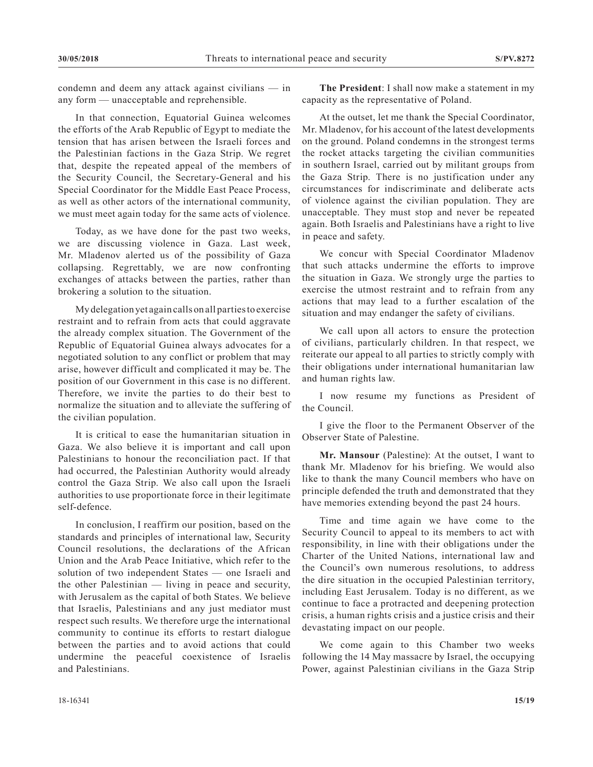condemn and deem any attack against civilians — in any form — unacceptable and reprehensible.

In that connection, Equatorial Guinea welcomes the efforts of the Arab Republic of Egypt to mediate the tension that has arisen between the Israeli forces and the Palestinian factions in the Gaza Strip. We regret that, despite the repeated appeal of the members of the Security Council, the Secretary-General and his Special Coordinator for the Middle East Peace Process, as well as other actors of the international community, we must meet again today for the same acts of violence.

Today, as we have done for the past two weeks, we are discussing violence in Gaza. Last week, Mr. Mladenov alerted us of the possibility of Gaza collapsing. Regrettably, we are now confronting exchanges of attacks between the parties, rather than brokering a solution to the situation.

My delegation yet again calls on all parties to exercise restraint and to refrain from acts that could aggravate the already complex situation. The Government of the Republic of Equatorial Guinea always advocates for a negotiated solution to any conflict or problem that may arise, however difficult and complicated it may be. The position of our Government in this case is no different. Therefore, we invite the parties to do their best to normalize the situation and to alleviate the suffering of the civilian population.

It is critical to ease the humanitarian situation in Gaza. We also believe it is important and call upon Palestinians to honour the reconciliation pact. If that had occurred, the Palestinian Authority would already control the Gaza Strip. We also call upon the Israeli authorities to use proportionate force in their legitimate self-defence.

In conclusion, I reaffirm our position, based on the standards and principles of international law, Security Council resolutions, the declarations of the African Union and the Arab Peace Initiative, which refer to the solution of two independent States — one Israeli and the other Palestinian — living in peace and security, with Jerusalem as the capital of both States. We believe that Israelis, Palestinians and any just mediator must respect such results. We therefore urge the international community to continue its efforts to restart dialogue between the parties and to avoid actions that could undermine the peaceful coexistence of Israelis and Palestinians.

**The President**: I shall now make a statement in my capacity as the representative of Poland.

At the outset, let me thank the Special Coordinator, Mr. Mladenov, for his account of the latest developments on the ground. Poland condemns in the strongest terms the rocket attacks targeting the civilian communities in southern Israel, carried out by militant groups from the Gaza Strip. There is no justification under any circumstances for indiscriminate and deliberate acts of violence against the civilian population. They are unacceptable. They must stop and never be repeated again. Both Israelis and Palestinians have a right to live in peace and safety.

We concur with Special Coordinator Mladenov that such attacks undermine the efforts to improve the situation in Gaza. We strongly urge the parties to exercise the utmost restraint and to refrain from any actions that may lead to a further escalation of the situation and may endanger the safety of civilians.

We call upon all actors to ensure the protection of civilians, particularly children. In that respect, we reiterate our appeal to all parties to strictly comply with their obligations under international humanitarian law and human rights law.

I now resume my functions as President of the Council.

I give the floor to the Permanent Observer of the Observer State of Palestine.

**Mr. Mansour** (Palestine): At the outset, I want to thank Mr. Mladenov for his briefing. We would also like to thank the many Council members who have on principle defended the truth and demonstrated that they have memories extending beyond the past 24 hours.

Time and time again we have come to the Security Council to appeal to its members to act with responsibility, in line with their obligations under the Charter of the United Nations, international law and the Council's own numerous resolutions, to address the dire situation in the occupied Palestinian territory, including East Jerusalem. Today is no different, as we continue to face a protracted and deepening protection crisis, a human rights crisis and a justice crisis and their devastating impact on our people.

We come again to this Chamber two weeks following the 14 May massacre by Israel, the occupying Power, against Palestinian civilians in the Gaza Strip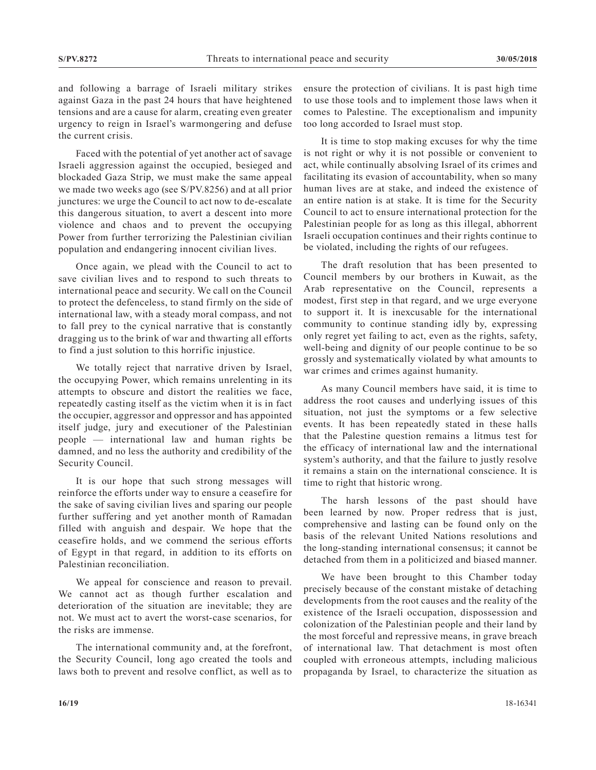and following a barrage of Israeli military strikes against Gaza in the past 24 hours that have heightened tensions and are a cause for alarm, creating even greater urgency to reign in Israel's warmongering and defuse the current crisis.

Faced with the potential of yet another act of savage Israeli aggression against the occupied, besieged and blockaded Gaza Strip, we must make the same appeal we made two weeks ago (see S/PV.8256) and at all prior junctures: we urge the Council to act now to de-escalate this dangerous situation, to avert a descent into more violence and chaos and to prevent the occupying Power from further terrorizing the Palestinian civilian population and endangering innocent civilian lives.

Once again, we plead with the Council to act to save civilian lives and to respond to such threats to international peace and security. We call on the Council to protect the defenceless, to stand firmly on the side of international law, with a steady moral compass, and not to fall prey to the cynical narrative that is constantly dragging us to the brink of war and thwarting all efforts to find a just solution to this horrific injustice.

We totally reject that narrative driven by Israel, the occupying Power, which remains unrelenting in its attempts to obscure and distort the realities we face, repeatedly casting itself as the victim when it is in fact the occupier, aggressor and oppressor and has appointed itself judge, jury and executioner of the Palestinian people — international law and human rights be damned, and no less the authority and credibility of the Security Council.

It is our hope that such strong messages will reinforce the efforts under way to ensure a ceasefire for the sake of saving civilian lives and sparing our people further suffering and yet another month of Ramadan filled with anguish and despair. We hope that the ceasefire holds, and we commend the serious efforts of Egypt in that regard, in addition to its efforts on Palestinian reconciliation.

We appeal for conscience and reason to prevail. We cannot act as though further escalation and deterioration of the situation are inevitable; they are not. We must act to avert the worst-case scenarios, for the risks are immense.

The international community and, at the forefront, the Security Council, long ago created the tools and laws both to prevent and resolve conflict, as well as to ensure the protection of civilians. It is past high time to use those tools and to implement those laws when it comes to Palestine. The exceptionalism and impunity too long accorded to Israel must stop.

It is time to stop making excuses for why the time is not right or why it is not possible or convenient to act, while continually absolving Israel of its crimes and facilitating its evasion of accountability, when so many human lives are at stake, and indeed the existence of an entire nation is at stake. It is time for the Security Council to act to ensure international protection for the Palestinian people for as long as this illegal, abhorrent Israeli occupation continues and their rights continue to be violated, including the rights of our refugees.

The draft resolution that has been presented to Council members by our brothers in Kuwait, as the Arab representative on the Council, represents a modest, first step in that regard, and we urge everyone to support it. It is inexcusable for the international community to continue standing idly by, expressing only regret yet failing to act, even as the rights, safety, well-being and dignity of our people continue to be so grossly and systematically violated by what amounts to war crimes and crimes against humanity.

As many Council members have said, it is time to address the root causes and underlying issues of this situation, not just the symptoms or a few selective events. It has been repeatedly stated in these halls that the Palestine question remains a litmus test for the efficacy of international law and the international system's authority, and that the failure to justly resolve it remains a stain on the international conscience. It is time to right that historic wrong.

The harsh lessons of the past should have been learned by now. Proper redress that is just, comprehensive and lasting can be found only on the basis of the relevant United Nations resolutions and the long-standing international consensus; it cannot be detached from them in a politicized and biased manner.

We have been brought to this Chamber today precisely because of the constant mistake of detaching developments from the root causes and the reality of the existence of the Israeli occupation, dispossession and colonization of the Palestinian people and their land by the most forceful and repressive means, in grave breach of international law. That detachment is most often coupled with erroneous attempts, including malicious propaganda by Israel, to characterize the situation as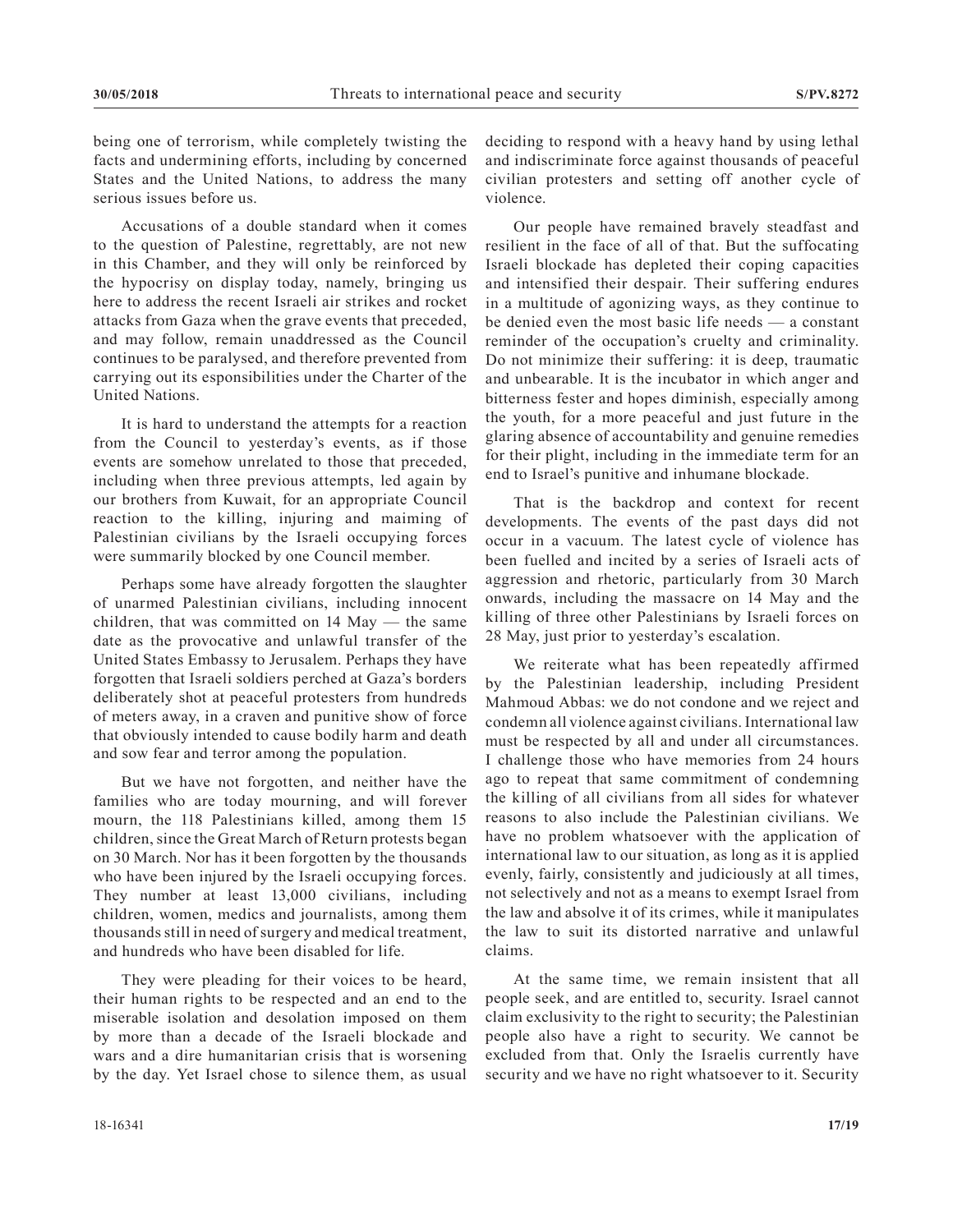being one of terrorism, while completely twisting the facts and undermining efforts, including by concerned States and the United Nations, to address the many serious issues before us.

Accusations of a double standard when it comes to the question of Palestine, regrettably, are not new in this Chamber, and they will only be reinforced by the hypocrisy on display today, namely, bringing us here to address the recent Israeli air strikes and rocket attacks from Gaza when the grave events that preceded, and may follow, remain unaddressed as the Council continues to be paralysed, and therefore prevented from carrying out its esponsibilities under the Charter of the United Nations.

It is hard to understand the attempts for a reaction from the Council to yesterday's events, as if those events are somehow unrelated to those that preceded, including when three previous attempts, led again by our brothers from Kuwait, for an appropriate Council reaction to the killing, injuring and maiming of Palestinian civilians by the Israeli occupying forces were summarily blocked by one Council member.

Perhaps some have already forgotten the slaughter of unarmed Palestinian civilians, including innocent children, that was committed on 14 May — the same date as the provocative and unlawful transfer of the United States Embassy to Jerusalem. Perhaps they have forgotten that Israeli soldiers perched at Gaza's borders deliberately shot at peaceful protesters from hundreds of meters away, in a craven and punitive show of force that obviously intended to cause bodily harm and death and sow fear and terror among the population.

But we have not forgotten, and neither have the families who are today mourning, and will forever mourn, the 118 Palestinians killed, among them 15 children, since the Great March of Return protests began on 30 March. Nor has it been forgotten by the thousands who have been injured by the Israeli occupying forces. They number at least 13,000 civilians, including children, women, medics and journalists, among them thousands still in need of surgery and medical treatment, and hundreds who have been disabled for life.

They were pleading for their voices to be heard, their human rights to be respected and an end to the miserable isolation and desolation imposed on them by more than a decade of the Israeli blockade and wars and a dire humanitarian crisis that is worsening by the day. Yet Israel chose to silence them, as usual deciding to respond with a heavy hand by using lethal and indiscriminate force against thousands of peaceful civilian protesters and setting off another cycle of violence.

Our people have remained bravely steadfast and resilient in the face of all of that. But the suffocating Israeli blockade has depleted their coping capacities and intensified their despair. Their suffering endures in a multitude of agonizing ways, as they continue to be denied even the most basic life needs — a constant reminder of the occupation's cruelty and criminality. Do not minimize their suffering: it is deep, traumatic and unbearable. It is the incubator in which anger and bitterness fester and hopes diminish, especially among the youth, for a more peaceful and just future in the glaring absence of accountability and genuine remedies for their plight, including in the immediate term for an end to Israel's punitive and inhumane blockade.

That is the backdrop and context for recent developments. The events of the past days did not occur in a vacuum. The latest cycle of violence has been fuelled and incited by a series of Israeli acts of aggression and rhetoric, particularly from 30 March onwards, including the massacre on 14 May and the killing of three other Palestinians by Israeli forces on 28 May, just prior to yesterday's escalation.

We reiterate what has been repeatedly affirmed by the Palestinian leadership, including President Mahmoud Abbas: we do not condone and we reject and condemn all violence against civilians. International law must be respected by all and under all circumstances. I challenge those who have memories from 24 hours ago to repeat that same commitment of condemning the killing of all civilians from all sides for whatever reasons to also include the Palestinian civilians. We have no problem whatsoever with the application of international law to our situation, as long as it is applied evenly, fairly, consistently and judiciously at all times, not selectively and not as a means to exempt Israel from the law and absolve it of its crimes, while it manipulates the law to suit its distorted narrative and unlawful claims.

At the same time, we remain insistent that all people seek, and are entitled to, security. Israel cannot claim exclusivity to the right to security; the Palestinian people also have a right to security. We cannot be excluded from that. Only the Israelis currently have security and we have no right whatsoever to it. Security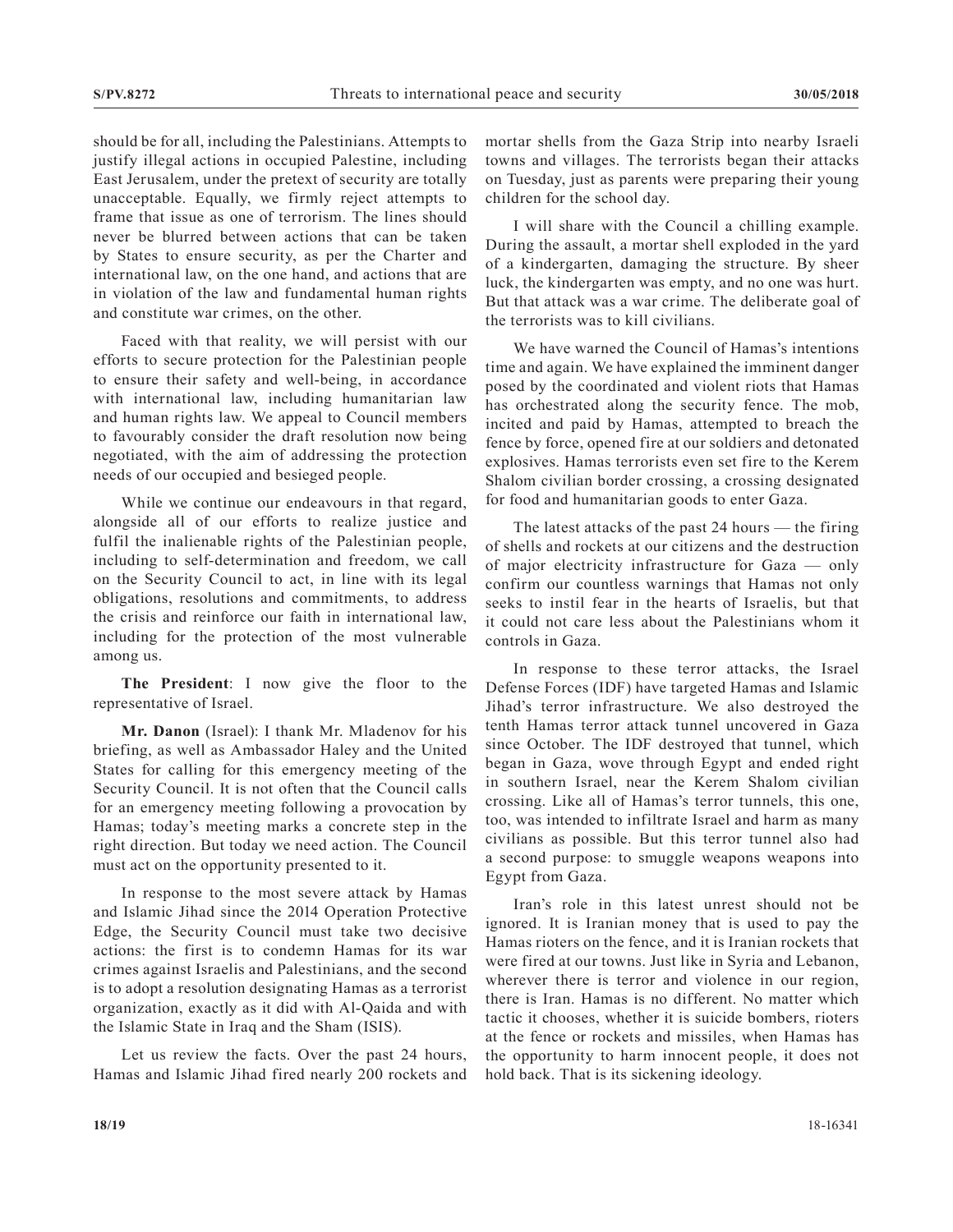should be for all, including the Palestinians. Attempts to justify illegal actions in occupied Palestine, including East Jerusalem, under the pretext of security are totally unacceptable. Equally, we firmly reject attempts to frame that issue as one of terrorism. The lines should never be blurred between actions that can be taken by States to ensure security, as per the Charter and international law, on the one hand, and actions that are in violation of the law and fundamental human rights and constitute war crimes, on the other.

Faced with that reality, we will persist with our efforts to secure protection for the Palestinian people to ensure their safety and well-being, in accordance with international law, including humanitarian law and human rights law. We appeal to Council members to favourably consider the draft resolution now being negotiated, with the aim of addressing the protection needs of our occupied and besieged people.

While we continue our endeavours in that regard, alongside all of our efforts to realize justice and fulfil the inalienable rights of the Palestinian people, including to self-determination and freedom, we call on the Security Council to act, in line with its legal obligations, resolutions and commitments, to address the crisis and reinforce our faith in international law, including for the protection of the most vulnerable among us.

**The President**: I now give the floor to the representative of Israel.

**Mr. Danon** (Israel): I thank Mr. Mladenov for his briefing, as well as Ambassador Haley and the United States for calling for this emergency meeting of the Security Council. It is not often that the Council calls for an emergency meeting following a provocation by Hamas; today's meeting marks a concrete step in the right direction. But today we need action. The Council must act on the opportunity presented to it.

In response to the most severe attack by Hamas and Islamic Jihad since the 2014 Operation Protective Edge, the Security Council must take two decisive actions: the first is to condemn Hamas for its war crimes against Israelis and Palestinians, and the second is to adopt a resolution designating Hamas as a terrorist organization, exactly as it did with Al-Qaida and with the Islamic State in Iraq and the Sham (ISIS).

Let us review the facts. Over the past 24 hours, Hamas and Islamic Jihad fired nearly 200 rockets and mortar shells from the Gaza Strip into nearby Israeli towns and villages. The terrorists began their attacks on Tuesday, just as parents were preparing their young children for the school day.

I will share with the Council a chilling example. During the assault, a mortar shell exploded in the yard of a kindergarten, damaging the structure. By sheer luck, the kindergarten was empty, and no one was hurt. But that attack was a war crime. The deliberate goal of the terrorists was to kill civilians.

We have warned the Council of Hamas's intentions time and again. We have explained the imminent danger posed by the coordinated and violent riots that Hamas has orchestrated along the security fence. The mob, incited and paid by Hamas, attempted to breach the fence by force, opened fire at our soldiers and detonated explosives. Hamas terrorists even set fire to the Kerem Shalom civilian border crossing, a crossing designated for food and humanitarian goods to enter Gaza.

The latest attacks of the past 24 hours — the firing of shells and rockets at our citizens and the destruction of major electricity infrastructure for Gaza — only confirm our countless warnings that Hamas not only seeks to instil fear in the hearts of Israelis, but that it could not care less about the Palestinians whom it controls in Gaza.

In response to these terror attacks, the Israel Defense Forces (IDF) have targeted Hamas and Islamic Jihad's terror infrastructure. We also destroyed the tenth Hamas terror attack tunnel uncovered in Gaza since October. The IDF destroyed that tunnel, which began in Gaza, wove through Egypt and ended right in southern Israel, near the Kerem Shalom civilian crossing. Like all of Hamas's terror tunnels, this one, too, was intended to infiltrate Israel and harm as many civilians as possible. But this terror tunnel also had a second purpose: to smuggle weapons weapons into Egypt from Gaza.

Iran's role in this latest unrest should not be ignored. It is Iranian money that is used to pay the Hamas rioters on the fence, and it is Iranian rockets that were fired at our towns. Just like in Syria and Lebanon, wherever there is terror and violence in our region, there is Iran. Hamas is no different. No matter which tactic it chooses, whether it is suicide bombers, rioters at the fence or rockets and missiles, when Hamas has the opportunity to harm innocent people, it does not hold back. That is its sickening ideology.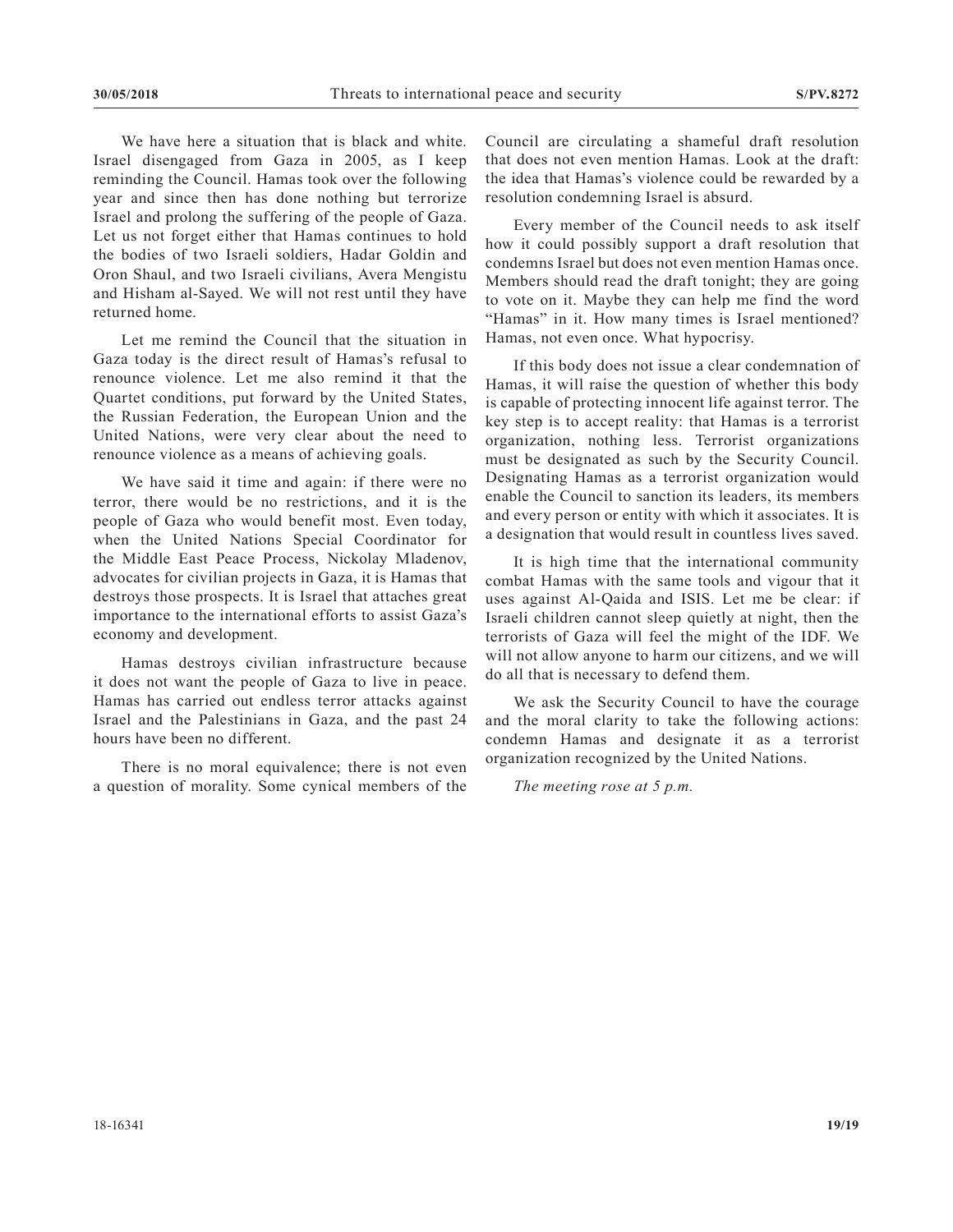We have here a situation that is black and white. Israel disengaged from Gaza in 2005, as I keep reminding the Council. Hamas took over the following year and since then has done nothing but terrorize Israel and prolong the suffering of the people of Gaza. Let us not forget either that Hamas continues to hold the bodies of two Israeli soldiers, Hadar Goldin and Oron Shaul, and two Israeli civilians, Avera Mengistu and Hisham al-Sayed. We will not rest until they have returned home.

Let me remind the Council that the situation in Gaza today is the direct result of Hamas's refusal to renounce violence. Let me also remind it that the Quartet conditions, put forward by the United States, the Russian Federation, the European Union and the United Nations, were very clear about the need to renounce violence as a means of achieving goals.

We have said it time and again: if there were no terror, there would be no restrictions, and it is the people of Gaza who would benefit most. Even today, when the United Nations Special Coordinator for the Middle East Peace Process, Nickolay Mladenov, advocates for civilian projects in Gaza, it is Hamas that destroys those prospects. It is Israel that attaches great importance to the international efforts to assist Gaza's economy and development.

Hamas destroys civilian infrastructure because it does not want the people of Gaza to live in peace. Hamas has carried out endless terror attacks against Israel and the Palestinians in Gaza, and the past 24 hours have been no different.

There is no moral equivalence; there is not even a question of morality. Some cynical members of the Council are circulating a shameful draft resolution that does not even mention Hamas. Look at the draft: the idea that Hamas's violence could be rewarded by a resolution condemning Israel is absurd.

Every member of the Council needs to ask itself how it could possibly support a draft resolution that condemns Israel but does not even mention Hamas once. Members should read the draft tonight; they are going to vote on it. Maybe they can help me find the word "Hamas" in it. How many times is Israel mentioned? Hamas, not even once. What hypocrisy.

If this body does not issue a clear condemnation of Hamas, it will raise the question of whether this body is capable of protecting innocent life against terror. The key step is to accept reality: that Hamas is a terrorist organization, nothing less. Terrorist organizations must be designated as such by the Security Council. Designating Hamas as a terrorist organization would enable the Council to sanction its leaders, its members and every person or entity with which it associates. It is a designation that would result in countless lives saved.

It is high time that the international community combat Hamas with the same tools and vigour that it uses against Al-Qaida and ISIS. Let me be clear: if Israeli children cannot sleep quietly at night, then the terrorists of Gaza will feel the might of the IDF. We will not allow anyone to harm our citizens, and we will do all that is necessary to defend them.

We ask the Security Council to have the courage and the moral clarity to take the following actions: condemn Hamas and designate it as a terrorist organization recognized by the United Nations.

*The meeting rose at 5 p.m.*